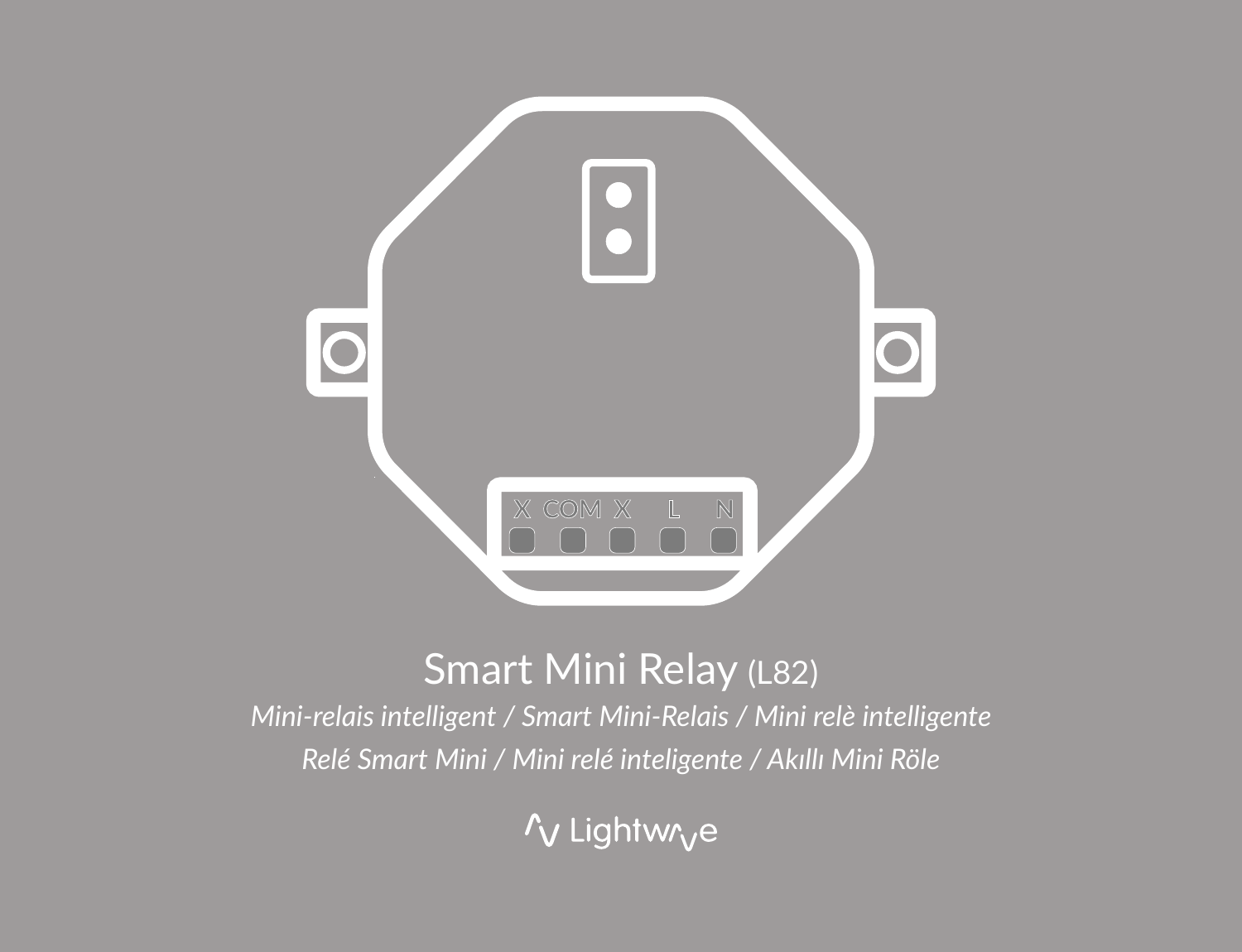# Smart Mini Relay (L82)

*Mini-relais intelligent / Smart Mini-Relais / Mini relè intelligente*

*Relé Smart Mini / Mini relé inteligente / Akıllı Mini Röle*

Lightwave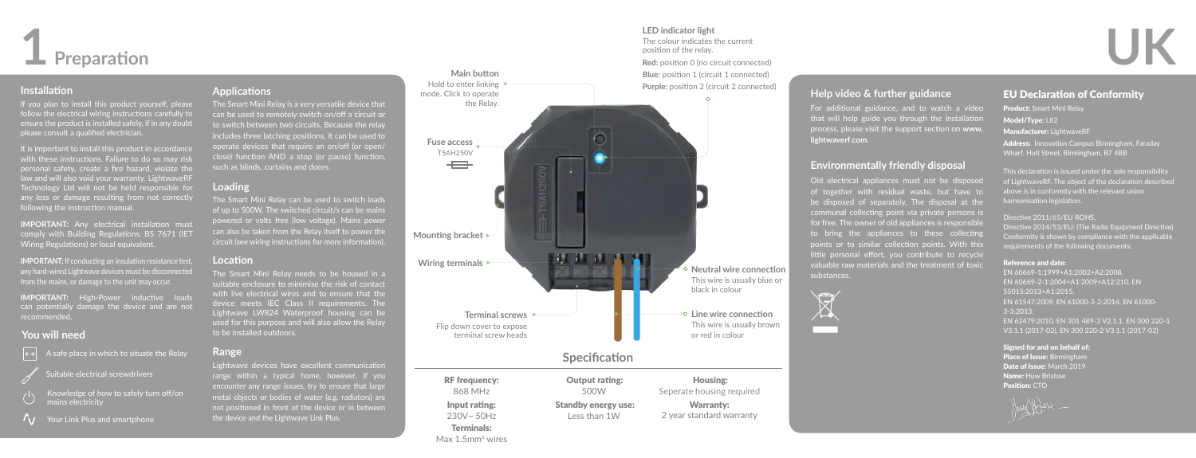# 1 Preparation

# UK

## Installation

If you plan to install this product yourself, please follow the electrical wiring instructions carefully to ensure the product is installed safely, if in any doubt please consult a qualified electrician.

It is important to install this product in accordance with these instructions. Failure to do so may risk personal safety, create a fire hazard, violate the law and will also void your warranty. LightwaveRF Technology Ltd will not be held responsible for any loss or damage resulting from not correctly following the instruction manual.

**IMPORTANT:** Any electrical installation must comply with Building Regulations, BS 7671 (IET Wiring Regulations) or local equivalent.

**IMPORTANT:** If conducting an insulation resistance test, any hard-wired Lightwave devices must be disconnected from the mains, or damage to the unit may occur.

**IMPORTANT:** High-Power inductive loads can potentially damage the device and are not recommended.

## You will need

- A safe place in which to situate the Relay
- Suitable electrical screwdrivers
- Knowledge of how to safely turn off/on mains electricity
- Your Link Plus and smartphone

## Applications

The Smart Mini Relay is a very versatile device that can be used to remotely switch on/off a circuit or to switch between two circuits. Because the relay includes three latching positions, it can be used to operate devices that require an on/off (or open/close) function AND a stop (or pause) function, such as blinds, curtains and doors.

## Loading

The Smart Mini Relay can be used to switch loads of up to 500W. The switched circuit/s can be mains powered or volts free (low voltage). Mains power can also be taken from the Relay itself to power the circuit (see wiring instructions for more information).

## Location

The Smart Mini Relay needs to be housed in a suitable enclosure to minimise the risk of contact with live electrical wires and to ensure that the device meets IEC Class II requirements. The Lightwave LW824 Waterproof housing can be used for this purpose and will also allow the Relay to be installed outdoors.

## Range

Lightwave devices have excellent communication range within a typical home, however, if you encounter any range issues, try to ensure that large metal objects or bodies of water (e.g. radiators) are not positioned in front of the device or in between the device and the Lightwave Link Plus.

**Main button**
Hold to enter linking mode. Click to operate the Relay.

**Fuse access**
T5AH250V

**Mounting bracket**

**Wiring terminals**

**Terminal screws**
Flip down cover to expose terminal screw heads

**LED indicator light**
The colour indicates the current position of the relay.
**Red:** position 0 (no circuit connected)
**Blue:** position 1 (circuit 1 connected)
**Purple:** position 2 (circuit 2 connected)

**Neutral wire connection**
This wire is usually blue or black in colour

**Line wire connection**
This wire is usually brown or red in colour

## Specification

| | | |
|---|---|---|
| **RF frequency:** 868 MHz | **Output rating:** 500W | **Housing:** Seperate housing required |
| **Input rating:** 230V~ 50Hz | **Standby energy use:** Less than 1W | **Warranty:** 2 year standard warranty |
| **Terminals:** Max 1.5mm² wires | | |

## Help video & further guidance

For additional guidance, and to watch a video that will help guide you through the installation process, please visit the support section on **www.lightwaverf.com.**

## Environmentally friendly disposal

Old electrical appliances must not be disposed of together with residual waste, but have to be disposed of separately. The disposal at the communal collecting point via private persons is for free. The owner of old appliances is responsible to bring the appliances to these collecting points or to similar collection points. With this little personal effort, you contribute to recycle valuable raw materials and the treatment of toxic substances.

## EU Declaration of Conformity

**Product:** Smart Mini Relay
**Model/Type:** LB2
**Manufacturer:** LightwaveRF
**Address:** Innovation Campus Birmingham, Faraday Wharf, Holt Street, Birmingham, B7 4BB

This declaration is issued under the sole responsibility of LightwaveRF. The object of the declaration described above is in conformity with the relevant union harmonisation legislation.

Directive 2011/65/EU ROHS,
Directive 2014/53/EU: (The Radio Equipment Directive)
Conformity is shown by compliance with the applicable requirements of the following documents:

**Reference and date:**
EN 60669-1:1999+A1:2002+A2:2008,
EN 60669-2-1:2004+A1:2009+A12:210, EN 55015:2013+A1:2015,
EN 61547:2009, EN 61000-3-2:2014, EN 61000-3-3:2013,
EN 62479:2010, EN 301 489-3 V2.1.1, EN 300 220-1 V3.1.1 (2017-02), EN 300 220-2 V3.1.1 (2017-02)

**Signed for and on behalf of:**
**Place of Issue:** Birmingham
**Date of Issue:** March 2019
**Name:** Huw Bristow
**Position:** CTO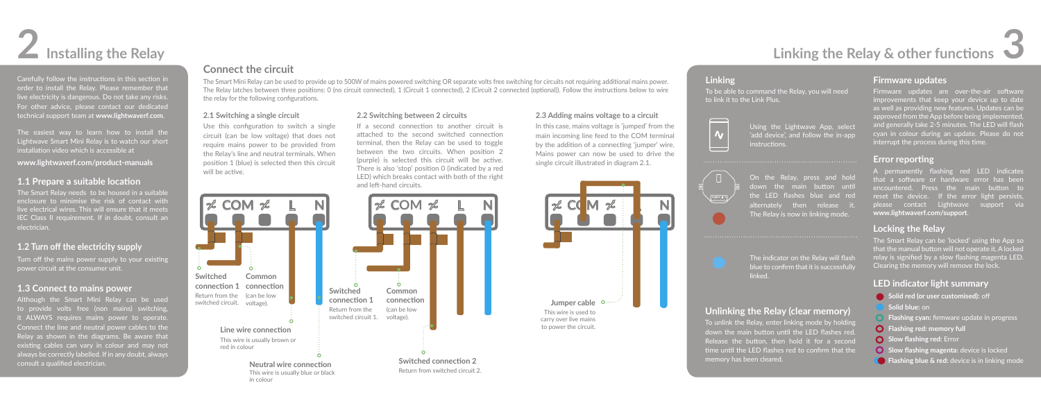# 2 Installing the Relay

Carefully follow the instructions in this section in order to install the Relay. Please remember that live electricity is dangerous. Do not take any risks. For other advice, please contact our dedicated technical support team at **www.lightwaverf.com**.

The easiest way to learn how to install the Lightwave Smart Mini Relay is to watch our short installation video which is accessible at

**www.lightwaverf.com/product-manuals**

### 1.1 Prepare a suitable location

The Smart Relay needs to be housed in a suitable enclosure to minimise the risk of contact with live electrical wires. This will ensure that it meets IEC Class II requirement. If in doubt, consult an electrician.

### 1.2 Turn off the electricity supply

Turn off the mains power supply to your existing power circuit at the consumer unit.

### 1.3 Connect to mains power

Although the Smart Mini Relay can be used to provide volts free (non mains) switching, it ALWAYS requires mains power to operate. Connect the line and neutral power cables to the Relay as shown in the diagrams. Be aware that existing cables can vary in colour and may not always be correctly labelled. If in any doubt, always consult a qualified electrician.

## Connect the circuit

The Smart Mini Relay can be used to provide up to 500W of mains powered switching OR separate volts free switching for circuits not requiring additional mains power. The Relay latches between three positions: 0 (no circuit connected), 1 (Circuit 1 connected), 2 (Circuit 2 connected (optional)). Follow the instructions below to wire the relay for the following configurations.

### 2.1 Switching a single circuit

Use this configuration to switch a single circuit (can be low voltage) that does not require mains power to be provided from the Relay's line and neutral terminals. When position 1 (blue) is selected then this circuit will be active.

COM L N

**Switched connection 1**
Return from the switched circuit.

**Common connection**
(can be low voltage).

**Line wire connection**
This wire is usually brown or red in colour

**Neutral wire connection**
This wire is usually blue or black in colour

### 2.2 Switching between 2 circuits

If a second connection to another circuit is attached to the second switched connection terminal, then the Relay can be used to toggle between the two circuits. When position 2 (purple) is selected then this circuit will be active. There is also 'stop' position 0 (indicated by a red LED) which breaks contact with both of the right and left-hand circuits.

COM L N

**Switched connection 1**
Return from the switched circuit 1.

**Common connection**
(can be low voltage).

**Switched connection 2**
Return from switched circuit 2.

### 2.3 Adding mains voltage to a circuit

In this case, mains voltage is 'jumped' from the main incoming line feed to the COM terminal by the addition of a connecting 'jumper' wire. Mains power can now be used to drive the single circuit illustrated in diagram 2.1.

COM N

**Jumper cable**
This wire is used to carry over live mains to power the circuit.

# Linking the Relay & other functions 3

## Linking

To be able to command the Relay, you will need to link it to the Link Plus.

Using the Lightwave App, select 'add device', and follow the in-app instructions.

On the Relay, press and hold down the main button until the LED flashes blue and red alternately then release it. The Relay is now in linking mode.

The indicator on the Relay will flash blue to confirm that it is successfully linked.

## Unlinking the Relay (clear memory)

To unlink the Relay, enter linking mode by holding down the main button until the LED flashes red. Release the button, then hold it for a second time until the LED flashes red to confirm that the memory has been cleared.

## Firmware updates

Firmware updates are over-the-air software improvements that keep your device up to date as well as providing new features. Updates can be approved from the App before being implemented, and generally take 2-5 minutes. The LED will flash cyan in colour during an update. Please do not interrupt the process during this time.

## Error reporting

A permanently flashing red LED indicates that a software or hardware error has been encountered. Press the main button to reset the device. If the error light persists, please contact Lightwave support via **www.lightwaverf.com/support**.

## Locking the Relay

The Smart Relay can be 'locked' using the App so that the manual button will not operate it. A locked relay is signified by a slow flashing magenta LED. Clearing the memory will remove the lock.

## LED indicator light summary

- **Solid red (or user customised):** off
- **Solid blue:** on
- **Flashing cyan:** firmware update in progress
- **Flashing red: memory full**
- **Slow flashing red:** Error
- **Slow flashing magenta:** device is locked
- **Flashing blue & red:** device is in linking mode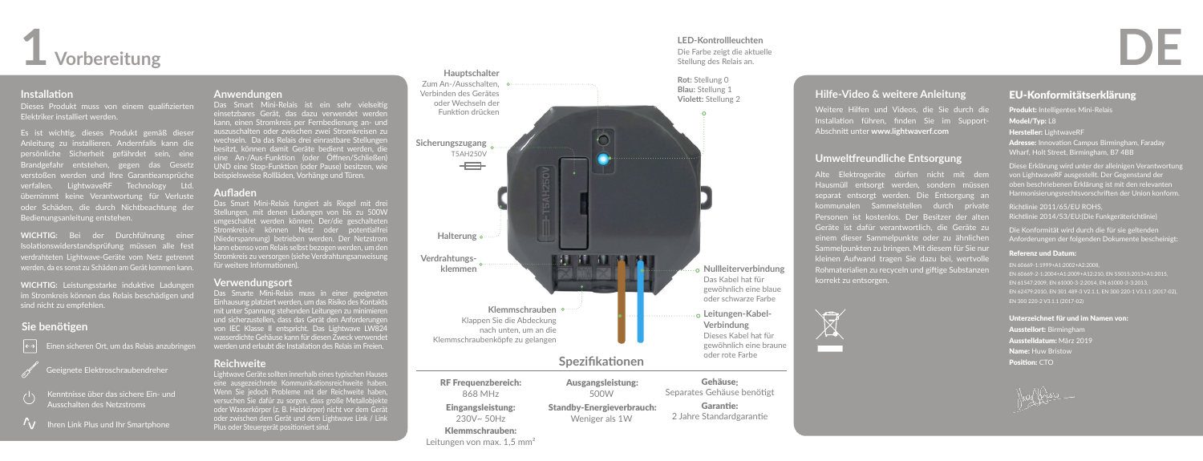# 1 Vorbereitung

## Installation

Dieses Produkt muss von einem qualifizierten Elektriker installiert werden.

Es ist wichtig, dieses Produkt gemäß dieser Anleitung zu installieren. Andernfalls kann die persönliche Sicherheit gefährdet sein, eine Brandgefahr entstehen, gegen das Gesetz verstoßen werden und Ihre Garantieansprüche verfallen. LightwaveRF Technology Ltd. übernimmt keine Verantwortung für Verluste oder Schäden, die durch Nichtbeachtung der Bedienungsanleitung entstehen.

**WICHTIG:** Bei der Durchführung einer Isolationswiderstandsprüfung müssen alle fest verdrahteten Lightwave-Geräte vom Netz getrennt werden, da es sonst zu Schäden am Gerät kommen kann.

**WICHTIG:** Leistungsstarke induktive Ladungen im Stromkreis können das Relais beschädigen und sind nicht zu empfehlen.

## Sie benötigen

- Einen sicheren Ort, um das Relais anzubringen
- Geeignete Elektroschraubendreher
- Kenntnisse über das sichere Ein- und Ausschalten des Netzstroms
- Ihren Link Plus und Ihr Smartphone

## Anwendungen

Das Smart Mini-Relais ist ein sehr vielseitig einsetzbares Gerät, das dazu verwendet werden kann, einen Stromkreis per Fernbedienung an- und auszuschalten oder zwischen zwei Stromkreisen zu wechseln. Da das Relais drei einrastbare Stellungen besitzt, können damit Geräte bedient werden, die eine An-/Aus-Funktion (oder Öffnen/Schließen) UND eine Stop-Funktion (oder Pause) besitzen, wie beispielsweise Rollläden, Vorhänge und Türen.

## Aufladen

Das Smart Mini-Relais fungiert als Riegel mit drei Stellungen, mit denen Ladungen von bis zu 500W umgeschaltet werden können. Der/die geschalteten Stromkreis/e können Netz oder potentialfrei (Niederspannung) betrieben werden. Der Netzstrom kann ebenso vom Relais selbst bezogen werden, um den Stromkreis zu versorgen (siehe Verdrahtungsanweisung für weitere Informationen).

## Verwendungsort

Das Smarte Mini-Relais muss in einer geeigneten Einhausung platziert werden, um das Risiko des Kontakts mit unter Spannung stehenden Leitungen zu minimieren und sicherzustellen, dass das Gerät den Anforderungen von IEC Klasse II entspricht. Das Lightwave LW824 wasserdichte Gehäuse kann für diesen Zweck verwendet werden und erlaubt die Installation des Relais im Freien.

## Reichweite

Lightwave Geräte sollten innerhalb eines typischen Hauses eine ausgezeichnete Kommunikationsreichweite haben. Wenn Sie jedoch Probleme mit der Reichweite haben, versuchen Sie dafür zu sorgen, dass große Metallobjekte oder Wasserkörper (z. B. Heizkörper) nicht vor dem Gerät oder zwischen dem Gerät und dem Lightwave Link / Link Plus oder Steuergerät positioniert sind.

**Hauptschalter**
Zum An-/Ausschalten, Verbinden des Gerätes oder Wechseln der Funktion drücken

**Sicherungszugang**
T5AH250V

**Halterung**

**Verdrahtungsklemmen**

**Klemmschrauben**
Klappen Sie die Abdeckung nach unten, um an die Klemmschraubenköpfe zu gelangen

**LED-Kontrollleuchten**
Die Farbe zeigt die aktuelle Stellung des Relais an.

**Rot:** Stellung 0
**Blau:** Stellung 1
**Violett:** Stellung 2

**Nullleiterverbindung**
Das Kabel hat für gewöhnlich eine blaue oder schwarze Farbe

**Leitungen-Kabel-Verbindung**
Dieses Kabel hat für gewöhnlich eine braune oder rote Farbe

## Spezifikationen

**RF Frequenzbereich:** 868 MHz

**Eingangsleistung:** 230V~ 50Hz

**Klemmschrauben:** Leitungen von max. 1,5 mm²

**Ausgangsleistung:** 500W

**Standby-Energieverbrauch:** Weniger als 1W

**Gehäuse:** Separates Gehäuse benötigt

**Garantie:** 2 Jahre Standardgarantie

## Hilfe-Video & weitere Anleitung

Weitere Hilfen und Videos, die Sie durch die Installation führen, finden Sie im Support-Abschnitt unter **www.lightwaverf.com**

## Umweltfreundliche Entsorgung

Alte Elektrogeräte dürfen nicht mit dem Hausmüll entsorgt werden, sondern müssen separat entsorgt werden. Die Entsorgung an kommunalen Sammelstellen durch private Personen ist kostenlos. Der Besitzer der alten Geräte ist dafür verantwortlich, die Geräte zu einem dieser Sammelpunkte oder zu ähnlichen Sammelpunkten zu bringen. Mit diesem für Sie nur kleinen Aufwand tragen Sie dazu bei, wertvolle Rohmaterialien zu recyceln und giftige Substanzen korrekt zu entsorgen.

## EU-Konformitätserklärung

**Produkt:** Intelligentes Mini-Relais
**Model/Typ:** L8
**Hersteller:** LightwaveRF
**Adresse:** Innovation Campus Birmingham, Faraday Wharf, Holt Street, Birmingham, B7 4BB

Diese Erklärung wird unter der alleinigen Verantwortung von LightwaveRF ausgestellt. Der Gegenstand der oben beschriebenen Erklärung ist mit den relevanten Harmonisierungsrechtsvorschriften der Union konform.

Richtlinie 2011/65/EU ROHS,
Richtlinie 2014/53/EU:(Die Funkgeräterichtlinie)

Die Konformität wird durch die für sie geltenden Anforderungen der folgenden Dokumente bescheinigt:

**Referenz und Datum:**

EN 60669-1:1999+A1:2002+A2:2008,
EN 60669-2-1:2004+A1:2009+A12:210, EN 55015:2013+A1:2015,
EN 61547:2009, EN 61000-3-2:2014, EN 61000-3-3:2013,
EN 62479:2010, EN 301 489-3 V2.1.1, EN 300 220-1 V3.1.1 (2017-02),
EN 300 220-2 V3.1.1 (2017-02)

**Unterzeichnet für und im Namen von:**
**Ausstellort:** Birmingham
**Ausstelldatum:** März 2019
**Name:** Huw Bristow
**Position:** CTO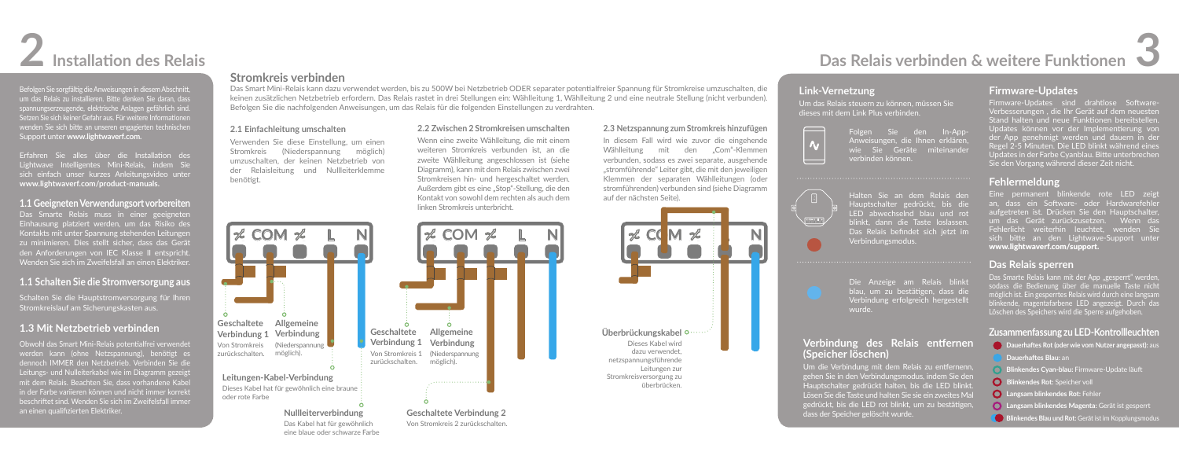# 2 Installation des Relais

Befolgen Sie sorgfältig die Anweisungen in diesem Abschnitt, um das Relais zu installieren. Bitte denken Sie daran, dass spannungserzeugende, elektrische Anlagen gefährlich sind. Setzen Sie sich keiner Gefahr aus. Für weitere Informationen wenden Sie sich bitte an unseren engagierten technischen Support unter **www.lightwaverf.com.**

Erfahren Sie alles über die Installation des Lightwave Intelligentes Mini-Relais, indem Sie sich einfach unser kurzes Anleitungsvideo unter **www.lightwaverf.com/product-manuals**.

### 1.1 Geeigneten Verwendungsort vorbereiten

Das Smarte Relais muss in einer geeigneten Einhausung platziert werden, um das Risiko des Kontakts mit unter Spannung stehenden Leitungen zu minimieren. Dies stellt sicher, dass das Gerät den Anforderungen von IEC Klasse II entspricht. Wenden Sie sich im Zweifelsfall an einen Elektriker.

### 1.1 Schalten Sie die Stromversorgung aus

Schalten Sie die Hauptstromversorgung für Ihren Stromkreislauf am Sicherungskasten aus.

### 1.3 Mit Netzbetrieb verbinden

Obwohl das Smart Mini-Relais potentialfrei verwendet werden kann (ohne Netzspannung), benötigt es dennoch IMMER den Netzbetrieb. Verbinden Sie die Leitungs- und Nullleiterkabel wie im Diagramm gezeigt mit dem Relais. Beachten Sie, dass vorhandene Kabel in der Farbe variieren können und nicht immer korrekt beschriftet sind. Wenden Sie sich im Zweifelsfall immer an einen qualifizierten Elektriker.

## Stromkreis verbinden

Das Smart Mini-Relais kann dazu verwendet werden, bis zu 500W bei Netzbetrieb ODER separater potentialfreier Spannung für Stromkreise umzuschalten, die keinen zusätzlichen Netzbetrieb erfordern. Das Relais rastet in drei Stellungen ein: Wählleitung 1, Wählleitung 2 und eine neutrale Stellung (nicht verbunden). Befolgen Sie die nachfolgenden Anweisungen, um das Relais für die folgenden Einstellungen zu verdrahten.

### 2.1 Einfachleitung umschalten

Verwenden Sie diese Einstellung, um einen Stromkreis (Niederspannung möglich) umzuschalten, der keinen Netzbetrieb von der Relaisleitung und Nullleiterklemme benötigt.

COM L N

**Geschaltete Verbindung 1** Von Stromkreis zurückschalten.

**Allgemeine Verbindung** (Niederspannung möglich).

**Leitungen-Kabel-Verbindung** Dieses Kabel hat für gewöhnlich eine braune oder rote Farbe

**Nullleiterverbindung** Das Kabel hat für gewöhnlich eine blaue oder schwarze Farbe

### 2.2 Zwischen 2 Stromkreisen umschalten

Wenn eine zweite Wählleitung, die mit einem weiteren Stromkreis verbunden ist, an die zweite Wählleitung angeschlossen ist (siehe Diagramm), kann mit dem Relais zwischen zwei Stromkreisen hin- und hergeschaltet werden. Außerdem gibt es eine „Stop"-Stellung, die den Kontakt von sowohl dem rechten als auch dem linken Stromkreis unterbricht.

COM L N

**Geschaltete Verbindung 1** Von Stromkreis 1 zurückschalten.

**Allgemeine Verbindung** (Niederspannung möglich).

**Geschaltete Verbindung 2** Von Stromkreis 2 zurückschalten.

### 2.3 Netzspannung zum Stromkreis hinzufügen

In diesem Fall wird wie zuvor die eingehende Wählleitung mit den „Com"-Klemmen verbunden, sodass es zwei separate, ausgehende „stromführende" Leiter gibt, die mit den jeweiligen Klemmen der separaten Wählleitungen (oder stromführenden) verbunden sind (siehe Diagramm auf der nächsten Seite).

COM N

**Überbrückungskabel** Dieses Kabel wird dazu verwendet, netzspannungsführende Leitungen zur Stromkreisversorgung zu überbrücken.

# Das Relais verbinden & weitere Funktionen 3

## Link-Vernetzung

Um das Relais steuern zu können, müssen Sie dieses mit dem Link Plus verbinden.

Folgen Sie den In-App-Anweisungen, die Ihnen erklären, wie Sie Geräte miteinander verbinden können.

Halten Sie an dem Relais den Hauptschalter gedrückt, bis die LED abwechselnd blau und rot blinkt, dann die Taste loslassen. Das Relais befindet sich jetzt im Verbindungsmodus.

Die Anzeige am Relais blinkt blau, um zu bestätigen, dass die Verbindung erfolgreich hergestellt wurde.

## Verbindung des Relais entfernen (Speicher löschen)

Um die Verbindung mit dem Relais zu entfernen, gehen Sie in den Verbindungsmodus, indem Sie den Hauptschalter gedrückt halten, bis die LED blinkt. Lösen Sie die Taste und halten Sie sie ein zweites Mal gedrückt, bis die LED rot blinkt, um zu bestätigen, dass der Speicher gelöscht wurde.

## Firmware-Updates

Firmware-Updates sind drahtlose Software-Verbesserungen, die Ihr Gerät auf dem neuesten Stand halten und neue Funktionen bereitstellen. Updates können vor der Implementierung von der App genehmigt werden und dauern in der Regel 2-5 Minuten. Die LED blinkt während eines Updates in der Farbe Cyanblau. Bitte unterbrechen Sie den Vorgang während dieser Zeit nicht.

## Fehlermeldung

Eine permanent blinkende rote LED zeigt an, dass ein Software- oder Hardwarefehler aufgetreten ist. Drücken Sie den Hauptschalter, um das Gerät zurückzusetzen. Wenn das Fehlerlicht weiterhin leuchtet, wenden Sie sich bitte an den Lightwave-Support unter **www.lightwaverf.com/support.**

## Das Relais sperren

Das Smarte Relais kann mit der App „gesperrt" werden, sodass die Bedienung über die manuelle Taste nicht möglich ist. Ein gesperrtes Relais wird durch eine langsam blinkende, magentafarbene LED angezeigt. Durch das Löschen des Speichers wird die Sperre aufgehoben.

## Zusammenfassung zu LED-Kontrollleuchten

- **Dauerhaftes Rot (oder wie vom Nutzer angepasst):** aus
- **Dauerhaftes Blau:** an
- **Blinkendes Cyan-blau:** Firmware-Update läuft
- **Blinkendes Rot:** Speicher voll
- **Langsam blinkendes Rot:** Fehler
- **Langsam blinkendes Magenta:** Gerät ist gesperrt
- **Blinkendes Blau und Rot:** Gerät ist im Kopplungsmodus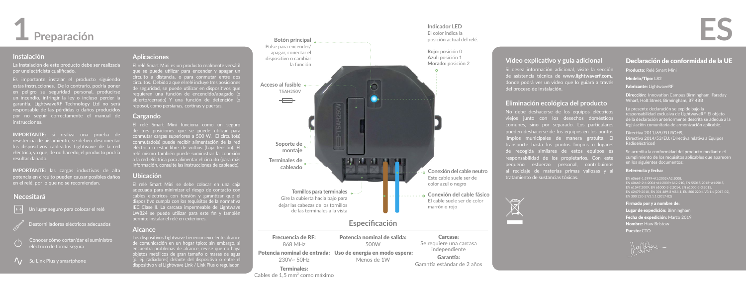# 1 Preparación

## Instalación

La instalación de este producto debe ser realizada por unelectricista cualificado.

Es importante instalar el producto siguiendo estas instrucciones. De lo contrario, podría poner en peligro su seguridad personal, producirse un incendio, infringir la ley o incluso perder la garantía. LightwaveRF Technology Ltd no será responsable de las pérdidas o daños producidos por no seguir correctamente el manual de instrucciones.

**IMPORTANTE**: si realiza una prueba de resistencia de aislamiento, se deben desconectar los dispositivos cableados Lightwave de la red eléctrica, ya que, de no hacerlo, el producto podría resultar dañado.

**IMPORTANTE**: las cargas inductivas de alta potencia en circuito pueden causar posibles daños en el relé, por lo que no se recomiendan.

## Necesitará

- Un lugar seguro para colocar el relé
- Destornilladores eléctricos adecuados
- Conocer cómo cortar/dar el suministro eléctrico de forma segura
- Su Link Plus y smartphone

## Aplicaciones

El relé Smart Mini es un producto realmente versátil que se puede utilizar para encender y apagar un circuito a distancia, o para conmutar entre dos circuitos. Debido a que el relé incluye tres posiciones de seguridad, se puede utilizar en dispositivos que requieren una función de encendido/apagado (o abierto/cerrado) Y una función de detención (o reposo), como persianas, cortinas y puertas.

## Cargando

El relé Smart Mini funciona como un seguro de tres posiciones que se puede utilizar para conmutar cargas superiores a 500 W. El circuito(s) conmutado(s) puede recibir alimentación de la red eléctrica o estar libre de voltios (baja tensión). El relé mismo también puede suministrar la conexión a la red eléctrica para alimentar el circuito (para más información, consulte las instrucciones de cableado).

## Ubicación

El relé Smart Mini se debe colocar en una caja adecuada para minimizar el riesgo de contacto con cables eléctricos con tensión y garantizar que el dispositivo cumpla con los requisitos de la normativa IEC Clase II. La carcasa impermeable de Lightwave LW824 se puede utilizar para este fin y también permite instalar el relé en exteriores.

## Alcance

Los dispositivos Lightwave tienen un excelente alcance de comunicación en un hogar típico; sin embargo, si encuentra problemas de alcance, revise que no haya objetos metálicos de gran tamaño o masas de agua (p. ej. radiadores) delante del dispositivo o entre el dispositivo y el Lightwave Link / Link Plus o regulador.

**Botón principal**
Pulse para encender/apagar, conectar el dispositivo o cambiar la función

**Indicador LED**
El color indica la posición actual del relé.

**Rojo:** posición 0
**Azul:** posición 1
**Morado:** posición 2

**Acceso al fusible**
T5AH250V

**Soporte de montaje**

**Terminales de cableado**

**Tornillos para terminales**
Gire la cubierta hacia bajo para dejar las cabezas de los tornillos de las terminales a la vista

**Conexión del cable neutro**
Este cable suele ser de color azul o negro

**Conexión del cable fásico**
El cable suele ser de color marrón o rojo

## Especificación

- **Frecuencia de RF:** 868 MHz
- **Potencia nominal de salida:** 500W
- **Carcasa:** Se requiere una carcasa independiente
- **Potencia nominal de entrada:** 230V~ 50Hz
- **Uso de energía en modo espera:** Menos de 1W
- **Garantía:** Garantía estándar de 2 años
- **Terminales:** Cables de 1,5 mm² como máximo

# ES

## Vídeo explicativo y guía adicional

Si desea información adicional, visite la sección de asistencia técnica de **www.lightwaverf.com.**, donde podrá ver un vídeo que lo guiará a través del proceso de instalación.

## Eliminación ecológica del producto

No debe deshacerse de los equipos eléctricos viejos junto con los desechos domésticos comunes, sino por separado. Los particulares pueden deshacerse de los equipos en los puntos limpios municipales de manera gratuita. El transporte hasta los puntos limpios o lugares de recogida similares de estos equipos es responsabilidad de los propietarios. Con este pequeño esfuerzo personal, contribuimos al reciclaje de materias primas valiosas y al tratamiento de sustancias tóxicas.

## Declaración de conformidad de la UE

**Producto:** Relé Smart Mini

**Modelo/Tipo:** L82

**Fabricante:** LightwaveRF

**Dirección:** Innovation Campus Birmingham, Faraday Wharf, Holt Street, Birmingham, B7 4BB

La presente declaración se expide bajo la responsabilidad exclusiva de LightwaveRF. El objeto de la declaración anteriormente descrita se adecua a la legislación comunitaria de armonización aplicable.

Directiva 2011/65/EU ROHS,
Directiva 2014/53/EU: (Directiva relativa a Equipos Radioeléctricos)

Se acredita la conformidad del producto mediante el cumplimiento de los requisitos aplicables que aparecen en los siguientes documentos:

**Referencia y fecha:**

EN 60669-1:1999+A1:2002+A2:2008,
EN 60669-2-1:2004+A1:2009+A12:210, EN 55015:2013+A1:2015,
EN 61547:2009, EN 61000-3-2:2014, EN 61000-3-3:2013,
EN 62479:2010, EN 301 489-3 V2.1.1, EN 300 220-1 V3.1.1 (2017-02),
EN 300 220-2 V3.1.1 (2017-02)

**Firmado por y a nombre de:**

**Lugar de expedición:** Birmingham

**Fecha de expedición:** Marzo 2019

**Nombre:** Huw Bristow

**Puesto:** CTO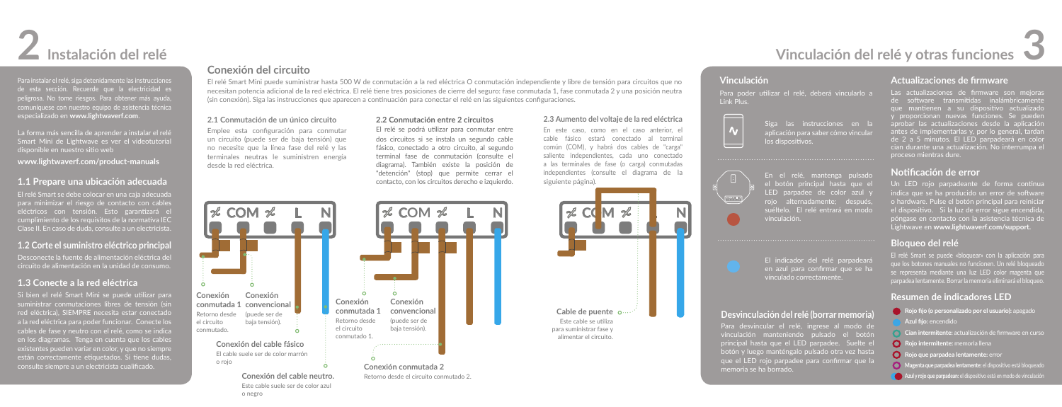# 2 Instalación del relé

Para instalar el relé, siga detenidamente las instrucciones de esta sección. Recuerde que la electricidad es peligrosa. No tome riesgos. Para obtener más ayuda, comuníquese con nuestro equipo de asistencia técnica especializado en **www.lightwaverf.com**.

La forma más sencilla de aprender a instalar el relé Smart Mini de Lightwave es ver el videotutorial disponible en nuestro sitio web

**www.lightwaverf.com/product-manuals**

## 1.1 Prepare una ubicación adecuada

El relé Smart se debe colocar en una caja adecuada para minimizar el riesgo de contacto con cables eléctricos con tensión. Esto garantizará el cumplimiento de los requisitos de la normativa IEC Clase II. En caso de duda, consulte a un electricista.

## 1.2 Corte el suministro eléctrico principal

Desconecte la fuente de alimentación eléctrica del circuito de alimentación en la unidad de consumo.

## 1.3 Conecte a la red eléctrica

Si bien el relé Smart Mini se puede utilizar para suministrar conmutaciones libres de tensión (sin red eléctrica), SIEMPRE necesita estar conectado a la red eléctrica para poder funcionar. Conecte los cables de fase y neutro con el relé, como se indica en los diagramas. Tenga en cuenta que los cables existentes pueden variar en color, y que no siempre están correctamente etiquetados. Si tiene dudas, consulte siempre a un electricista cualificado.

## Conexión del circuito

El relé Smart Mini puede suministrar hasta 500 W de conmutación a la red eléctrica O conmutación independiente y libre de tensión para circuitos que no necesitan potencia adicional de la red eléctrica. El relé tiene tres posiciones de cierre del seguro: fase conmutada 1, fase conmutada 2 y una posición neutra (sin conexión). Siga las instrucciones que aparecen a continuación para conectar el relé en las siguientes configuraciones.

### 2.1 Conmutación de un único circuito

Emplee esta configuración para conmutar un circuito (puede ser de baja tensión) que no necesite que la línea fase del relé y las terminales neutras le suministren energía desde la red eléctrica.

COM L N

**Conexión conmutada 1** Retorno desde el circuito conmutado.

**Conexión convencional** (puede ser de baja tensión).

**Conexión del cable físico** El cable suele ser de color marrón o rojo

**Conexión del cable neutro.** Este cable suele ser de color azul o negro

### 2.2 Conmutación entre 2 circuitos

El relé se podrá utilizar para conmutar entre dos circuitos si se instala un segundo cable físico, conectado a otro circuito, al segundo terminal fase de conmutación (consulte el diagrama). También existe la posición de "detención" (stop) que permite cerrar el contacto, con los circuitos derecho e izquierdo.

COM L N

**Conexión conmutada 1** Retorno desde el circuito conmutado 1.

**Conexión convencional** (puede ser de baja tensión).

**Conexión conmutada 2** Retorno desde el circuito conmutado 2.

### 2.3 Aumento del voltaje de la red eléctrica

En este caso, como en el caso anterior, el cable fásico estará conectado al terminal común (COM), y habrá dos cables de "carga" saliente independientes, cada uno conectado a las terminales de fase (o carga) conmutadas independientes (consulte el diagrama de la siguiente página).

COM N

**Cable de puente** Este cable se utiliza para suministrar fase y alimentar el circuito.

# Vinculación del relé y otras funciones 3

## Vinculación

Para poder utilizar el relé, deberá vincularlo a Link Plus.

Siga las instrucciones en la aplicación para saber cómo vincular los dispositivos.

En el relé, mantenga pulsado el botón principal hasta que el LED parpadee de color azul y rojo alternadamente; después, suéltelo. El relé entrará en modo vinculación.

El indicador del relé parpadeará en azul para confirmar que se ha vinculado correctamente.

## Desvinculación del relé (borrar memoria)

Para desvincular el relé, ingrese al modo de vinculación manteniendo pulsado el botón principal hasta que el LED parpadee. Suelte el botón y luego manténgalo pulsado otra vez hasta que el LED rojo parpadee para confirmar que la memoria se ha borrado.

## Actualizaciones de firmware

Las actualizaciones de firmware son mejoras de software transmitidas inalámbricamente que mantienen a su dispositivo actualizado y proporcionan nuevas funciones. Se pueden aprobar las actualizaciones desde la aplicación antes de implementarlas y, por lo general, tardan de 2 a 5 minutos. El LED parpadeará en color cian durante una actualización. No interrumpa el proceso mientras dure.

## Notificación de error

Un LED rojo parpadeante de forma continua indica que se ha producido un error de software o hardware. Pulse el botón principal para reiniciar el dispositivo. Si la luz de error sigue encendida, póngase en contacto con la asistencia técnica de Lightwave en **www.lightwaverf.com/support.**

## Bloqueo del relé

El relé Smart se puede «bloquear» con la aplicación para que los botones manuales no funcionen. Un relé bloqueado se representa mediante una luz LED color magenta que parpadea lentamente. Borrar la memoria eliminará el bloqueo.

## Resumen de indicadores LED

- **Rojo fijo (o personalizado por el usuario):** apagado
- **Azul fijo:** encendido
- **Cian intermitente:** actualización de firmware en curso
- **Rojo intermitente:** memoria llena
- **Rojo que parpadea lentamente:** error
- **Magenta que parpadea lentamente:** el dispositivo está bloqueado
- **Azul y rojo que parpadean:** el dispositivo está en modo de vinculación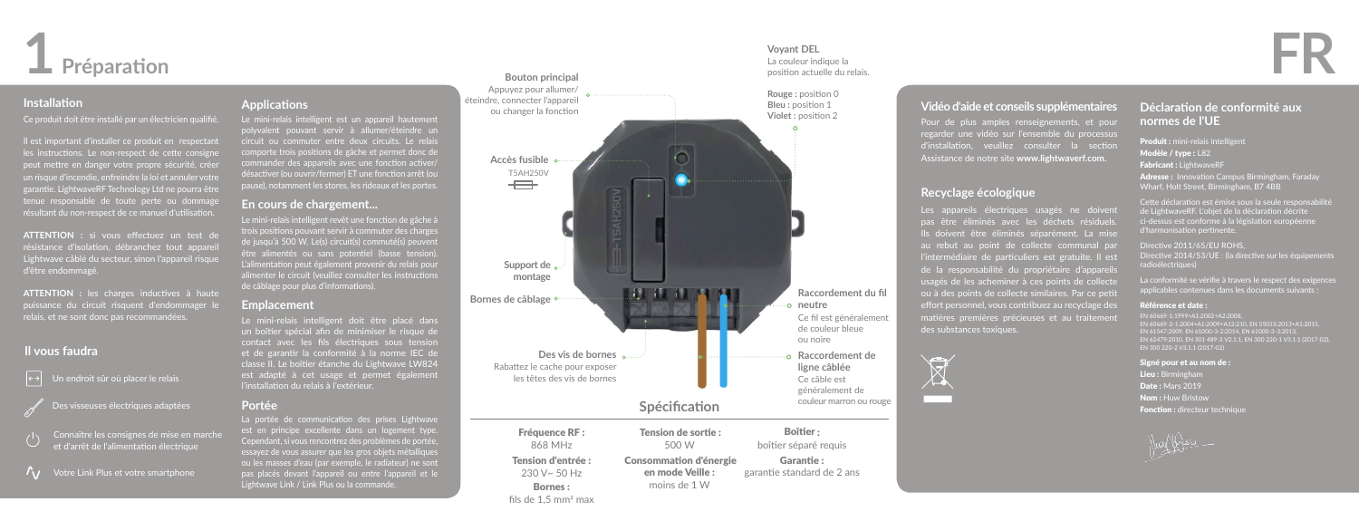# 1 Préparation

FR

## Installation

Ce produit doit être installé par un électricien qualifié.

Il est important d'installer ce produit en respectant les instructions. Le non-respect de cette consigne peut mettre en danger votre propre sécurité, créer un risque d'incendie, enfreindre la loi et annuler votre garantie. LightwaveRF Technology Ltd ne pourra être tenue responsable de toute perte ou dommage résultant du non-respect de ce manuel d'utilisation.

**ATTENTION :** si vous effectuez un test de résistance d'isolation, débranchez tout appareil Lightwave câblé du secteur, sinon l'appareil risque d'être endommagé.

**ATTENTION :** les charges inductives à haute puissance du circuit risquent d'endommager le relais, et ne sont donc pas recommandées.

## Il vous faudra

- Un endroit sûr où placer le relais
- Des visseuses électriques adaptées
- Connaître les consignes de mise en marche et d'arrêt de l'alimentation électrique
- Votre Link Plus et votre smartphone

## Applications

Le mini-relais intelligent est un appareil hautement polyvalent pouvant servir à allumer/éteindre un circuit ou commuter entre deux circuits. Le relais comporte trois positions de gâche et permet donc de commander des appareils avec une fonction activer/désactiver (ou ouvrir/fermer) ET une fonction arrêt (ou pause), notamment les stores, les rideaux et les portes.

### En cours de chargement...

Le mini-relais intelligent revêt une fonction de gâche à trois positions pouvant servir à commuter des charges de jusqu'à 500 W. Le(s) circuit(s) commuté(s) peuvent être alimentés ou sans potentiel (basse tension). L'alimentation peut également provenir du relais pour alimenter le circuit (veuillez consulter les instructions de câblage pour plus d'informations).

### Emplacement

Le mini-relais intelligent doit être placé dans un boîtier spécial afin de minimiser le risque de contact avec les fils électriques sous tension et de garantir la conformité à la norme IEC de classe II. Le boîtier étanche du Lightwave LW824 est adapté à cet usage et permet également l'installation du relais à l'extérieur.

### Portée

La portée de communication des prises Lightwave est en principe excellente dans un logement type. Cependant, si vous rencontrez des problèmes de portée, essayez de vous assurer que les gros objets métalliques ou les masses d'eau (par exemple, le radiateur) ne sont pas placés devant l'appareil ou entre l'appareil et le Lightwave Link / Link Plus ou la commande.

**Bouton principal**
Appuyez pour allumer/éteindre, connecter l'appareil ou changer la fonction

**Voyant DEL**
La couleur indique la position actuelle du relais.
**Rouge :** position 0
**Bleu :** position 1
**Violet :** position 2

**Accès fusible**
T5AH250V

**Support de montage**

**Bornes de câblage**

**Des vis de bornes**
Rabattez le cache pour exposer les têtes des vis de bornes

**Raccordement du fil neutre**
Ce fil est généralement de couleur bleue ou noire

**Raccordement de ligne câblée**
Ce câble est généralement de couleur marron ou rouge

## Spécification

**Fréquence RF :** 868 MHz

**Tension d'entrée :** 230 V~ 50 Hz

**Bornes :** fils de 1,5 mm² max

**Tension de sortie :** 500 W

**Consommation d'énergie en mode Veille :** moins de 1 W

**Boîtier :** boîtier séparé requis

**Garantie :** garantie standard de 2 ans

## Vidéo d'aide et conseils supplémentaires

Pour de plus amples renseignements, et pour regarder une vidéo sur l'ensemble du processus d'installation, veuillez consulter la section Assistance de notre site **www.lightwaverf.com.**

## Recyclage écologique

Les appareils électriques usagés ne doivent pas être éliminés avec les déchets résiduels. Ils doivent être éliminés séparément. La mise au rebut au point de collecte communal par l'intermédiaire de particuliers est gratuite. Il est de la responsabilité du propriétaire d'appareils usagés de les acheminer à ces points de collecte ou à des points de collecte similaires. Par ce petit effort personnel, vous contribuez au recyclage des matières premières précieuses et au traitement des substances toxiques.

## Déclaration de conformité aux normes de l'UE

**Produit :** mini-relais intelligent
**Modèle / type :** L82
**Fabricant :** LightwaveRF
**Adresse :** Innovation Campus Birmingham, Faraday Wharf, Holt Street, Birmingham, B7 4BB

Cette déclaration est émise sous la seule responsabilité de LightwaveRF. L'objet de la déclaration décrite ci-dessus est conforme à la législation européenne d'harmonisation pertinente.

Directive 2011/65/EU ROHS,
Directive 2014/53/UE : (la directive sur les équipements radioélectriques)

La conformité se vérifie à travers le respect des exigences applicables contenues dans les documents suivants :

**Référence et date :**
EN 60669-1:1999+A1:2002+A2:2008, EN 60669-2-1:2004+A1:2009+A12:210, EN 55015:2013+A1:2015, EN 61547:2009, EN 61000-3-2:2014, EN 61000-3-3:2013, EN 62479:2010, EN 301 489-3 V2.1.1, EN 300 220-1 V3.1.1 (2017-02), EN 300 220-2 V3.1.1 (2017-02)

**Signé pour et au nom de :**
**Lieu :** Birmingham
**Date :** Mars 2019
**Nom :** Huw Bristow
**Fonction :** directeur technique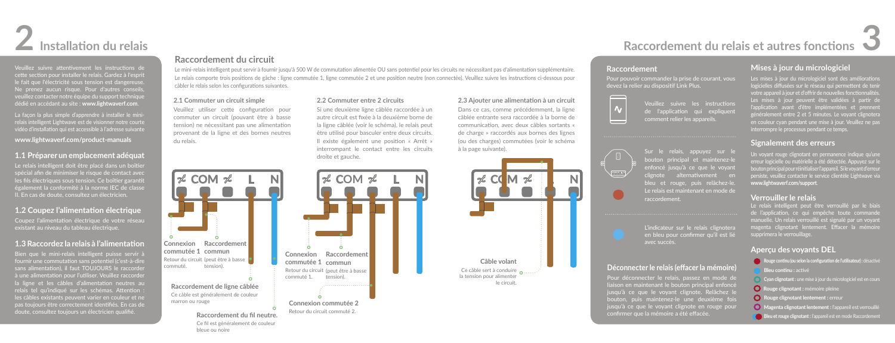# 2 Installation du relais

Veuillez suivre attentivement les instructions de cette section pour installer le relais. Gardez à l'esprit le fait que l'électricité sous tension est dangereuse. Ne prenez aucun risque. Pour d'autres conseils, veuillez contacter notre équipe du support technique dédié en accédant au site : **www.lightwaverf.com**.

La façon la plus simple d'apprendre à installer le mini-relais intelligent Lightwave est de visionner notre courte vidéo d'installation qui est accessible à l'adresse suivante

**www.lightwaverf.com/product-manuals**

## 1.1 Préparer un emplacement adéquat

Le relais intelligent doit être placé dans un boîtier spécial afin de minimiser le risque de contact avec les fils électriques sous tension. Ce boîtier garantit également la conformité à la norme IEC de classe II. En cas de doute, consultez un électricien.

## 1.2 Coupez l'alimentation électrique

Coupez l'alimentation électrique de votre réseau existant au niveau du tableau électrique.

## 1.3 Raccordez la relais à l'alimentation

Bien que le mini-relais intelligent puisse servir à fournir une commutation sans potentiel (c'est-à-dire sans alimentation), il faut TOUJOURS le raccorder à une alimentation pour l'utiliser. Veuillez raccorder la ligne et les câbles d'alimentation neutres au relais tel qu'indiqué sur les schémas. Attention : les câbles existants peuvent varier en couleur et ne pas toujours être correctement identifiés. En cas de doute, consultez toujours un électricien qualifié.

## Raccordement du circuit

Le mini-relais intelligent peut servir à fournir jusqu'à 500 W de commutation alimentée OU sans potentiel pour les circuits ne nécessitant pas d'alimentation supplémentaire. Le relais comporte trois positions de gâche : ligne commutée 1, ligne commutée 2 et une position neutre (non connectée). Veuillez suivre les instructions ci-dessous pour câbler le relais selon les configurations suivantes.

### 2.1 Commuter un circuit simple

Veuillez utiliser cette configuration pour commuter un circuit (pouvant être à basse tension) ne nécessitant pas une alimentation provenant de la ligne et des bornes neutres du relais.

COM L N

**Connexion commutée 1** Retour du circuit commuté.

**Raccordement commun** (peut être à basse tension).

**Raccordement de ligne câblée** Ce câble est généralement de couleur marron ou rouge

**Raccordement du fil neutre.** Ce fil est généralement de couleur bleue ou noire

### 2.2 Commuter entre 2 circuits

Si une deuxième ligne câblée raccordée à un autre circuit est fixée à la deuxième borne de la ligne câblée (voir le schéma), le relais peut être utilisé pour basculer entre deux circuits. Il existe également une position « Arrêt » interrompant le contact entre les circuits droite et gauche.

COM L N

**Connexion commutée 1** Retour du circuit commuté 1.

**Raccordement commun** (peut être à basse tension).

**Connexion commutée 2** Retour du circuit commuté 2.

### 2.3 Ajouter une alimentation à un circuit

Dans ce cas, comme précédemment, la ligne câblée entrante sera raccordée à la borne de communication, avec deux câbles sortants « de charge » raccordés aux bornes des lignes (ou des charges) commutées (voir le schéma à la page suivante).

COM L N

**Câble volant** Ce câble sert à conduire la tension pour alimenter le circuit.

# Raccordement du relais et autres fonctions 3

## Raccordement

Pour pouvoir commander la prise de courant, vous devez la relier au dispositif Link Plus.

Veuillez suivre les instructions de l'application qui expliquent comment relier les appareils.

Sur le relais, appuyez sur le bouton principal et maintenez-le enfoncé jusqu'à ce que le voyant clignote alternativement en bleu et rouge, puis relâchez-le. Le relais est maintenant en mode de raccordement.

L'indicateur sur le relais clignotera en bleu pour confirmer qu'il est lié avec succès.

## Déconnecter le relais (effacer la mémoire)

Pour déconnecter le relais, passez en mode de liaison en maintenant le bouton principal enfoncé jusqu'à ce que le voyant clignote. Relâchez le bouton, puis maintenez-le une deuxième fois jusqu'à ce que le voyant clignote en rouge pour confirmer que la mémoire a été effacée.

## Mises à jour du micrologiciel

Les mises à jour du micrologiciel sont des améliorations logicielles diffusées sur le réseau qui permettent de tenir votre appareil à jour et d'offrir de nouvelles fonctionnalités. Les mises à jour peuvent être validées à partir de l'application avant d'être implémentées et prennent généralement entre 2 et 5 minutes. Le voyant clignotera en couleur cyan pendant une mise à jour. Veuillez ne pas interrompre le processus pendant ce temps.

## Signalement des erreurs

Un voyant rouge clignotant en permanence indique qu'une erreur logicielle ou matérielle a été détectée. Appuyez sur le bouton principal pour réinitialiser l'appareil. Si le voyant d'erreur persiste, veuillez contacter le service clientèle Lightwave via **www.lightwaverf.com/support**.

## Verrouiller le relais

Le relais intelligent peut être verrouillé par le biais de l'application, ce qui empêche toute commande manuelle. Un relais verrouillé est signalé par un voyant magenta clignotant lentement. Effacer la mémoire supprimera le verrouillage.

## Aperçu des voyants DEL

- **Rouge continu (ou selon la configuration de l'utilisateur) :** désactivé
- **Bleu continu :** activé
- **Cyan clignotant :** une mise à jour du micrologiciel est en cours
- **Rouge clignotant :** mémoire pleine
- **Rouge clignotant lentement :** erreur
- **Magenta clignotant lentement :** l'appareil est verrouillé
- **Bleu et rouge clignotant :** l'appareil est en mode Raccordement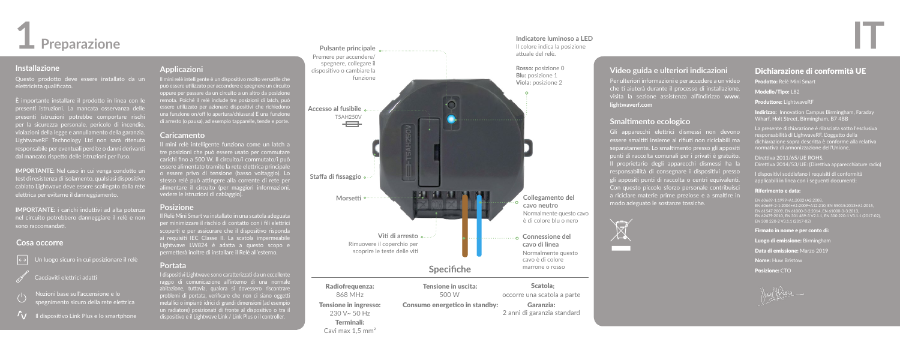# 1 Preparazione

IT

## Installazione

Questo prodotto deve essere installato da un elettricista qualificato.

È importante installare il prodotto in linea con le presenti istruzioni. La mancata osservanza delle presenti istruzioni potrebbe comportare rischi per la sicurezza personale, pericolo di incendio, violazioni della legge e annullamento della garanzia. LightwaveRF Technology Ltd non sarà ritenuta responsabile per eventuali perdite o danni derivanti dal mancato rispetto delle istruzioni per l'uso.

**IMPORTANTE:** Nel caso in cui venga condotto un test di resistenza di isolamento, qualsiasi dispositivo cablato Lightwave deve essere scollegato dalla rete elettrica per evitarne il danneggiamento.

**IMPORTANTE:** i carichi induttivi ad alta potenza nel circuito potrebbero danneggiare il relè e non sono raccomandati.

## Cosa occorre

- Un luogo sicuro in cui posizionare il relè
- Cacciaviti elettrici adatti
- Nozioni base sull'accensione e lo spegnimento sicuro della rete elettrica
- Il dispositivo Link Plus e lo smartphone

## Applicazioni

Il mini relè intelligente è un dispositivo molto versatile che può essere utilizzato per accendere e spegnere un circuito oppure per passare da un circuito a un altro da posizione remota. Poiché il relè include tre posizioni di latch, può essere utilizzato per azionare dispositivi che richiedono una funzione on/off (o apertura/chiusura) E una funzione di arresto (o pausa), ad esempio tapparelle, tende e porte.

## Caricamento

Il mini relè intelligente funziona come un latch a tre posizioni che può essere usato per commutare carichi fino a 500 W. Il circuito/i commutato/i può essere alimentato tramite la rete elettrica principale o essere privo di tensione (basso voltaggio). Lo stesso relè può attingere alla corrente di rete per alimentare il circuito (per maggiori informazioni, vedere le istruzioni di cablaggio).

## Posizione

Il Relè Mini Smart va installato in una scatola adeguata per minimizzare il rischio di contatto con i fili elettrici scoperti e per assicurare che il dispositivo risponda ai requisiti IEC Classe II. La scatola impermeabile Lightwave LW824 è adatta a questo scopo e permetterà inoltre di installare il Relè all'esterno.

## Portata

I dispositivi Lightwave sono caratterizzati da un eccellente raggio di comunicazione all'interno di una normale abitazione, tuttavia, qualora si dovessero riscontrare problemi di portata, verificare che non ci siano oggetti metallici o impianti idrici di grandi dimensioni (ad esempio un radiatore) posizionati di fronte al dispositivo o tra il dispositivo e il Lightwave Link / Link Plus o il controller.

**Pulsante principale**
Premere per accendere/spegnere, collegare il dispositivo o cambiare la funzione

**Accesso al fusibile**
T5AH250V

**Staffa di fissaggio**

**Morsetti**

**Viti di arresto**
Rimuovere il coperchio per scoprire le teste delle viti

**Indicatore luminoso a LED**
Il colore indica la posizione attuale del relè.

**Rosso:** posizione 0
**Blu:** posizione 1
**Viola:** posizione 2

**Collegamento del cavo neutro**
Normalmente questo cavo è di colore blu o nero

**Connessione del cavo di linea**
Normalmente questo cavo è di colore marrone o rosso

## Specifiche

**Radiofrequenza:** 868 MHz
**Tensione in ingresso:** 230 V~ 50 Hz
**Terminali:** Cavi max 1,5 mm²
**Tensione in uscita:** 500 W
**Consumo energetico in standby:**
**Scatola:** occorre una scatola a parte
**Garanzia:** 2 anni di garanzia standard

## Video guida e ulteriori indicazioni

Per ulteriori informazioni e per accedere a un video che ti aiuterà durante il processo di installazione, visita la sezione assistenza all'indirizzo **www.lightwaverf.com**

## Smaltimento ecologico

Gli apparecchi elettrici dismessi non devono essere smaltiti insieme ai rifiuti non riciclabili ma separatamente. Lo smaltimento presso gli appositi punti di raccolta comunali per i privati è gratuito. Il proprietario degli apparecchi dismessi ha la responsabilità di consegnare i dispositivi presso gli appositi punti di raccolta o centri equivalenti. Con questo piccolo sforzo personale contribuisci a riciclare materie prime preziose e a smaltire in modo adeguato le sostanze tossiche.

## Dichiarazione di conformità UE

**Prodotto:** Relè Mini Smart

**Modello/Tipo:** L82

**Produttore:** LightwaveRF

**Indirizzo:** Innovation Campus Birmingham, Faraday Wharf, Holt Street, Birmingham, B7 4BB

La presente dichiarazione è rilasciata sotto l'esclusiva responsabilità di LighwaveRF. L'oggetto della dichiarazione sopra descritta è conforme alla relativa normativa di armonizzazione dell'Unione.

Direttiva 2011/65/UE ROHS,
Direttiva 2014/53/UE: (Direttiva apparecchiature radio)

I dispositivi soddisfano i requisiti di conformità applicabili in linea con i seguenti documenti:

**Riferimento e data:**

EN 60669-1:1999+A1:2002+A2:2008,
EN 60669-2-1:2004+A1:2009+A12:210, EN 55015:2013+A1:2015,
EN 61547:2009, EN 61000-3-2:2014, EN 61000-3-3:2013,
EN 62479:2010, EN 301 489-3 V2.1.1, EN 300 220-1 V3.1.1 (2017-02),
EN 300 220-2 V3.1.1 (2017-02)

**Firmato in nome e per conto di:**

**Luogo di emissione:** Birmingham

**Data di emissione:** Marzo 2019

**Nome:** Huw Bristow

**Posizione:** CTO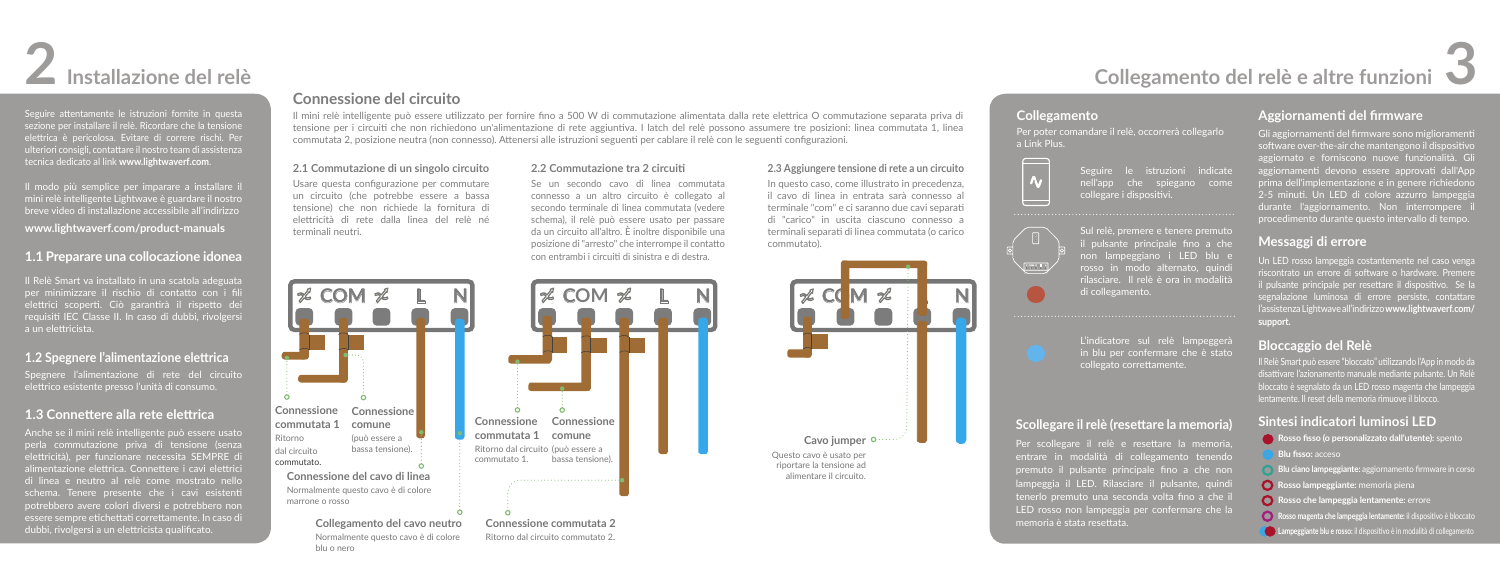# 2 Installazione del relè

Seguire attentamente le istruzioni fornite in questa sezione per installare il relè. Ricordare che la tensione elettrica è pericolosa. Evitare di correre rischi. Per ulteriori consigli, contattare il nostro team di assistenza tecnica dedicato al link **www.lightwaverf.com**.

Il modo più semplice per imparare a installare il mini relè intelligente Lightwave è guardare il nostro breve video di installazione accessibile all'indirizzo

**www.lightwaverf.com/product-manuals**

## 1.1 Preparare una collocazione idonea

Il Relè Smart va installato in una scatola adeguata per minimizzare il rischio di contatto con i fili elettrici scoperti. Ciò garantirà il rispetto dei requisiti IEC Classe II. In caso di dubbi, rivolgersi a un elettricista.

## 1.2 Spegnere l'alimentazione elettrica

Spegnere l'alimentazione di rete del circuito elettrico esistente presso l'unità di consumo.

## 1.3 Connettere alla rete elettrica

Anche se il mini relè intelligente può essere usato perla commutazione priva di tensione (senza elettricità), per funzionare necessita SEMPRE di alimentazione elettrica. Connettere i cavi elettrici di linea e neutro al relè come mostrato nello schema. Tenere presente che i cavi esistenti potrebbero avere colori diversi e potrebbero non essere sempre etichettati correttamente. In caso di dubbi, rivolgersi a un elettricista qualificato.

## Connessione del circuito

Il mini relè intelligente può essere utilizzato per fornire fino a 500 W di commutazione alimentata dalla rete elettrica O commutazione separata priva di tensione per i circuiti che non richiedono un'alimentazione di rete aggiuntiva. I latch del relè possono assumere tre posizioni: linea commutata 1, linea commutata 2, posizione neutra (non connesso). Attenersi alle istruzioni seguenti per cablare il relè con le seguenti configurazioni.

### 2.1 Commutazione di un singolo circuito

Usare questa configurazione per commutare un circuito (che potrebbe essere a bassa tensione) che non richiede la fornitura di elettricità dalla linea del relè né terminali neutri.

### 2.2 Commutazione tra 2 circuiti

Se un secondo cavo di linea commutata connesso a un altro circuito è collegato al secondo terminale di linea commutata (vedere schema), il relè può essere usato per passare da un circuito all'altro. È inoltre disponibile una posizione di "arresto" che interrompe il contatto con entrambi i circuiti di sinistra e di destra.

### 2.3 Aggiungere tensione di rete a un circuito

In questo caso, come illustrato in precedenza, il cavo di linea in entrata sarà connesso al terminale "com" e ci saranno due cavi separati di "carico" in uscita ciascuno connesso a terminali separati di linea commutata (o carico commutato).

COM L N

**Connessione commutata 1** Ritorno dal circuito commutato.

**Connessione comune** (può essere a bassa tensione).

**Connessione del cavo di linea** Normalmente questo cavo è di colore marrone o rosso

**Collegamento del cavo neutro** Normalmente questo cavo è di colore blu o nero

**Connessione commutata 1** Ritorno dal circuito commutato 1.

**Connessione comune** (può essere a bassa tensione).

**Connessione commutata 2** Ritorno dal circuito commutato 2.

**Cavo jumper** Questo cavo è usato per riportare la tensione ad alimentare il circuito.

# Collegamento del relè e altre funzioni 3

## Collegamento

Per poter comandare il relè, occorrerà collegarlo a Link Plus.

Seguire le istruzioni indicate nell'app che spiegano come collegare i dispositivi.

Sul relè, premere e tenere premuto il pulsante principale fino a che non lampeggiano i LED blu e rosso in modo alternato, quindi rilasciare. Il relè è ora in modalità di collegamento.

L'indicatore sul relè lampeggerà in blu per confermare che è stato collegato correttamente.

## Scollegare il relè (resettare la memoria)

Per scollegare il relè e resettare la memoria, entrare in modalità di collegamento tenendo premuto il pulsante principale fino a che non lampeggia il LED. Rilasciare il pulsante, quindi tenerlo premuto una seconda volta fino a che il LED rosso non lampeggia per confermare che la memoria è stata resettata.

## Aggiornamenti del firmware

Gli aggiornamenti del firmware sono miglioramenti software over-the-air che mantengono il dispositivo aggiornato e forniscono nuove funzionalità. Gli aggiornamenti devono essere approvati dall'App prima dell'implementazione e in genere richiedono 2-5 minuti. Un LED di colore azzurro lampeggia durante l'aggiornamento. Non interrompere il procedimento durante questo intervallo di tempo.

## Messaggi di errore

Un LED rosso lampeggia costantemente nel caso venga riscontrato un errore di software o hardware. Premere il pulsante principale per resettare il dispositivo. Se la segnalazione luminosa di errore persiste, contattare l'assistenza Lightwave all'indirizzo **www.lightwaverf.com/support.**

## Bloccaggio del Relè

Il Relè Smart può essere "bloccato" utilizzando l'App in modo da disattivare l'azionamento manuale mediante pulsante. Un Relè bloccato è segnalato da un LED rosso magenta che lampeggia lentamente. Il reset della memoria rimuove il blocco.

## Sintesi indicatori luminosi LED

- **Rosso fisso (o personalizzato dall'utente):** spento
- **Blu fisso:** acceso
- **Blu ciano lampeggiante:** aggiornamento firmware in corso
- **Rosso lampeggiante:** memoria piena
- **Rosso che lampeggia lentamente:** errore
- **Rosso magenta che lampeggia lentamente:** il dispositivo è bloccato
- **Lampeggiante blu e rosso:** il dispositivo è in modalità di collegamento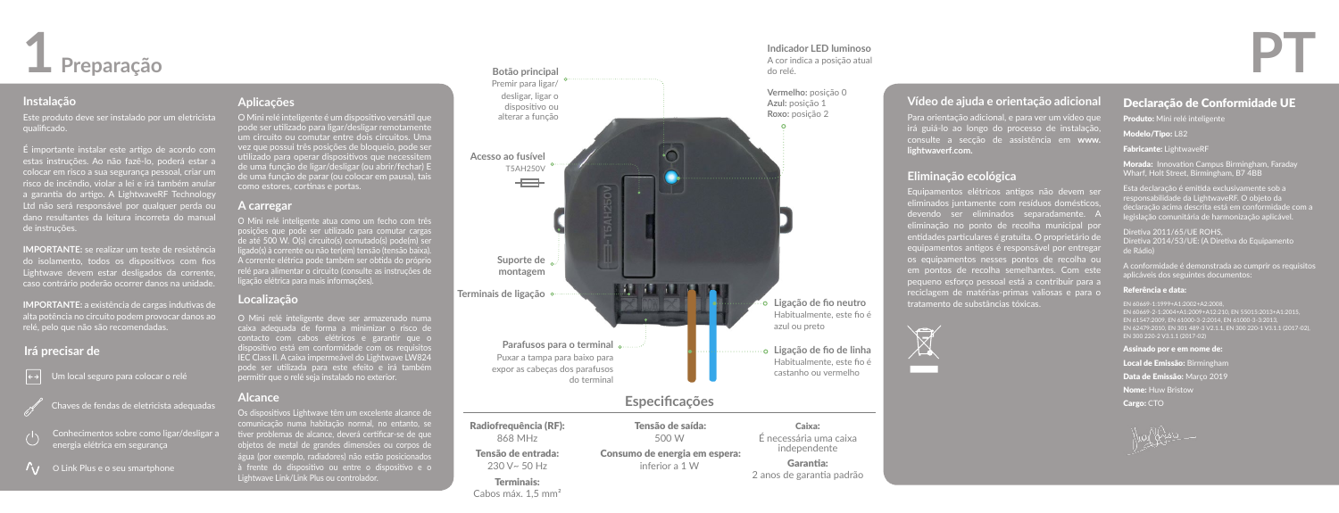# 1 Preparação

PT

## Instalação

Este produto deve ser instalado por um eletricista qualificado.

É importante instalar este artigo de acordo com estas instruções. Ao não fazê-lo, poderá estar a colocar em risco a sua segurança pessoal, criar um risco de incêndio, violar a lei e irá também anular a garantia do artigo. A LightwaveRF Technology Ltd não será responsável por qualquer perda ou dano resultantes da leitura incorreta do manual de instruções.

**IMPORTANTE:** se realizar um teste de resistência do isolamento, todos os dispositivos com fios Lightwave devem estar desligados da corrente, caso contrário poderão ocorrer danos na unidade.

**IMPORTANTE:** a existência de cargas indutivas de alta potência no circuito podem provocar danos ao relé, pelo que não são recomendadas.

## Irá precisar de

- Um local seguro para colocar o relé
- Chaves de fendas de eletricista adequadas
- Conhecimentos sobre como ligar/desligar a energia elétrica em segurança
- O Link Plus e o seu smartphone

## Aplicações

O Mini relé inteligente é um dispositivo versátil que pode ser utilizado para ligar/desligar remotamente um circuito ou comutar entre dois circuitos. Uma vez que possui três posições de bloqueio, pode ser utilizado para operar dispositivos que necessitem de uma função de ligar/desligar (ou abrir/fechar) E de uma função de parar (ou colocar em pausa), tais como estores, cortinas e portas.

## A carregar

O Mini relé inteligente atua como um fecho com três posições que pode ser utilizado para comutar cargas de até 500 W. O(s) circuito(s) comutado(s) pode(m) ser ligado(s) à corrente ou não ter(em) tensão (tensão baixa). A corrente elétrica pode também ser obtida do próprio relé para alimentar o circuito (consulte as instruções de ligação elétrica para mais informações).

## Localização

O Mini relé inteligente deve ser armazenado numa caixa adequada de forma a minimizar o risco de contacto com cabos elétricos e garantir que o dispositivo está em conformidade com os requisitos IEC Class II. A caixa impermeável do Lightwave LW824 pode ser utilizada para este efeito e irá também permitir que o relé seja instalado no exterior.

## Alcance

Os dispositivos Lightwave têm um excelente alcance de comunicação numa habitação normal, no entanto, se tiver problemas de alcance, deverá certificar-se de que objetos de metal de grandes dimensões ou corpos de água (por exemplo, radiadores) não estão posicionados à frente do dispositivo ou entre o dispositivo e o Lightwave Link/Link Plus ou controlador.

**Botão principal**
Premir para ligar/desligar, ligar o dispositivo ou alterar a função

**Indicador LED luminoso**
A cor indica a posição atual do relé.

**Vermelho:** posição 0
**Azul:** posição 1
**Roxo:** posição 2

**Acesso ao fusível**
T5AH250V

**Suporte de montagem**

**Terminais de ligação**

**Parafusos para o terminal**
Puxar a tampa para baixo para expor as cabeças dos parafusos do terminal

**Ligação de fio neutro**
Habitualmente, este fio é azul ou preto

**Ligação de fio de linha**
Habitualmente, este fio é castanho ou vermelho

## Especificações

**Radiofrequência (RF):** 868 MHz

**Tensão de entrada:** 230 V~ 50 Hz

**Terminais:** Cabos máx. 1,5 mm²

**Tensão de saída:** 500 W

**Consumo de energia em espera:** inferior a 1 W

**Caixa:** É necessária uma caixa independente

**Garantia:** 2 anos de garantia padrão

## Vídeo de ajuda e orientação adicional

Para orientação adicional, e para ver um vídeo que irá guiá-lo ao longo do processo de instalação, consulte a secção de assistência em **www.lightwaverf.com.**

## Eliminação ecológica

Equipamentos elétricos antigos não devem ser eliminados juntamente com resíduos domésticos, devendo ser eliminados separadamente. A eliminação no ponto de recolha municipal por entidades particulares é gratuita. O proprietário de equipamentos antigos é responsável por entregar os equipamentos nesses pontos de recolha ou em pontos de recolha semelhantes. Com este pequeno esforço pessoal está a contribuir para a reciclagem de matérias-primas valiosas e para o tratamento de substâncias tóxicas.

## Declaração de Conformidade UE

**Produto:** Mini relé inteligente

**Modelo/Tipo:** L82

**Fabricante:** LightwaveRF

**Morada:** Innovation Campus Birmingham, Faraday Wharf, Holt Street, Birmingham, B7 4BB

Esta declaração é emitida exclusivamente sob a responsabilidade da LightwaveRF. O objeto da declaração acima descrita está em conformidade com a legislação comunitária de harmonização aplicável.

Diretiva 2011/65/UE ROHS,
Diretiva 2014/53/UE: (A Diretiva do Equipamento de Rádio)

A conformidade é demonstrada ao cumprir os requisitos aplicáveis dos seguintes documentos:

**Referência e data:**

EN 60669-1:1999+A1:2002+A2:2008,
EN 60669-2-1:2004+A1:2009+A12:210, EN 55015:2013+A1:2015,
EN 61547:2009, EN 61000-3-2:2014, EN 61000-3-3:2013,
EN 62479:2010, EN 301 489-3 V2.1.1, EN 300 220-1 V3.1.1 (2017-02),
EN 300 220-2 V3.1.1 (2017-02)

**Assinado por e em nome de:**

**Local de Emissão:** Birmingham

**Data de Emissão:** Março 2019

**Nome:** Huw Bristow

**Cargo:** CTO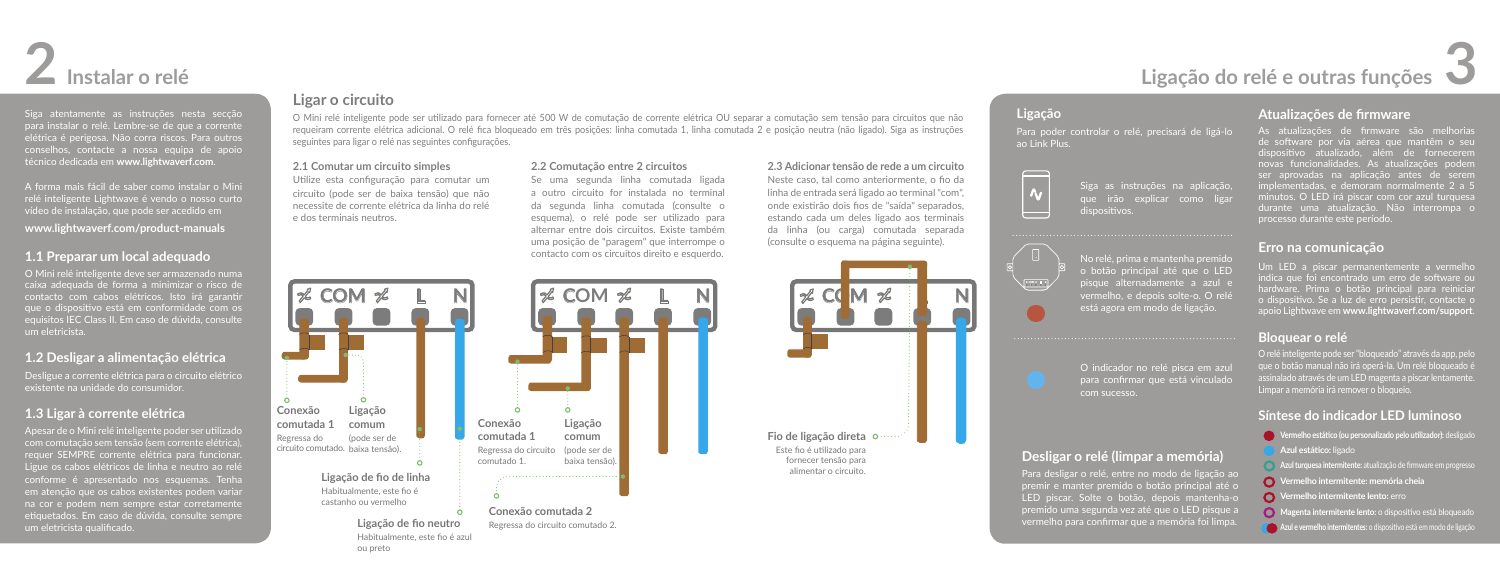# 2 Instalar o relé

Siga atentamente as instruções nesta secção para instalar o relé. Lembre-se de que a corrente elétrica é perigosa. Não corra riscos. Para outros conselhos, contacte a nossa equipa de apoio técnico dedicada em **www.lightwaverf.com**.

A forma mais fácil de saber como instalar o Mini relé inteligente Lightwave é vendo o nosso curto vídeo de instalação, que pode ser acedido em

**www.lightwaverf.com/product-manuals**

## 1.1 Preparar um local adequado

O Mini relé inteligente deve ser armazenado numa caixa adequada de forma a minimizar o risco de contacto com cabos elétricos. Isto irá garantir que o dispositivo está em conformidade com os equisitos IEC Class II. Em caso de dúvida, consulte um eletricista.

## 1.2 Desligar a alimentação elétrica

Desligue a corrente elétrica para o circuito elétrico existente na unidade do consumidor.

## 1.3 Ligar à corrente elétrica

Apesar de o Mini relé inteligente poder ser utilizado com comutação sem tensão (sem corrente elétrica), requer SEMPRE corrente elétrica para funcionar. Ligue os cabos elétricos de linha e neutro ao relé conforme é apresentado nos esquemas. Tenha em atenção que os cabos existentes podem variar na cor e podem nem sempre estar corretamente etiquetados. Em caso de dúvida, consulte sempre um eletricista qualificado.

## Ligar o circuito

O Mini relé inteligente pode ser utilizado para fornecer até 500 W de comutação de corrente elétrica OU separar a comutação sem tensão para circuitos que não requeiram corrente elétrica adicional. O relé fica bloqueado em três posições: linha comutada 1, linha comutada 2 e posição neutra (não ligado). Siga as instruções seguintes para ligar o relé nas seguintes configurações.

### 2.1 Comutar um circuito simples

Utilize esta configuração para comutar um circuito (pode ser de baixa tensão) que não necessite de corrente elétrica da linha do relé e dos terminais neutros.

COM L N

**Conexão comutada 1** Regressa do circuito comutado.

**Ligação comum** (pode ser de baixa tensão).

**Ligação de fio de linha** Habitualmente, este fio é castanho ou vermelho

**Ligação de fio neutro** Habitualmente, este fio é azul ou preto

### 2.2 Comutação entre 2 circuitos

Se uma segunda linha comutada ligada a outro circuito for instalada no terminal da segunda linha comutada (consulte o esquema), o relé pode ser utilizado para alternar entre dois circuitos. Existe também uma posição de "paragem" que interrompe o contacto com os circuitos direito e esquerdo.

COM L N

**Conexão comutada 1** Regressa do circuito comutado 1.

**Ligação comum** (pode ser de baixa tensão).

**Conexão comutada 2** Regressa do circuito comutado 2.

### 2.3 Adicionar tensão de rede a um circuito

Neste caso, tal como anteriormente, o fio da linha de entrada será ligado ao terminal "com", onde existirão dois fios de "saída" separados, estando cada um deles ligado aos terminais da linha (ou carga) comutada separada (consulte o esquema na página seguinte).

COM N

**Fio de ligação direta** Este fio é utilizado para fornecer tensão para alimentar o circuito.

# Ligação do relé e outras funções 3

## Ligação

Para poder controlar o relé, precisará de ligá-lo ao Link Plus.

Siga as instruções na aplicação, que irão explicar como ligar dispositivos.

No relé, prima e mantenha premido o botão principal até que o LED pisque alternadamente a azul e vermelho, e depois solte-o. O relé está agora em modo de ligação.

O indicador no relé pisca em azul para confirmar que está vinculado com sucesso.

## Desligar o relé (limpar a memória)

Para desligar o relé, entre no modo de ligação ao premir e manter premido o botão principal até o LED piscar. Solte o botão, depois mantenha-o premido uma segunda vez até que o LED pisque a vermelho para confirmar que a memória foi limpa.

## Atualizações de firmware

As atualizações de firmware são melhorias de software por via aérea que mantêm o seu dispositivo atualizado, além de fornecerem novas funcionalidades. As atualizações podem ser aprovadas na aplicação antes de serem implementadas, e demoram normalmente 2 a 5 minutos. O LED irá piscar com cor azul turquesa durante uma atualização. Não interrompa o processo durante este período.

## Erro na comunicação

Um LED a piscar permanentemente a vermelho indica que foi encontrado um erro de software ou hardware. Prima o botão principal para reiniciar o dispositivo. Se a luz de erro persistir, contacte o apoio Lightwave em **www.lightwaverf.com/support**.

## Bloquear o relé

O relé inteligente pode ser "bloqueado" através da app, pelo que o botão manual não irá operá-la. Um relé bloqueado é assinalado através de um LED magenta a piscar lentamente. Limpar a memória irá remover o bloqueio.

## Síntese do indicador LED luminoso

- **Vermelho estático (ou personalizado pelo utilizador):** desligado
- **Azul estático:** ligado
- **Azul turquesa intermitente:** atualização de firmware em progresso
- **Vermelho intermitente: memória cheia**
- **Vermelho intermitente lento:** erro
- **Magenta intermitente lento:** o dispositivo está bloqueado
- **Azul e vermelho intermitentes:** o dispositivo está em modo de ligação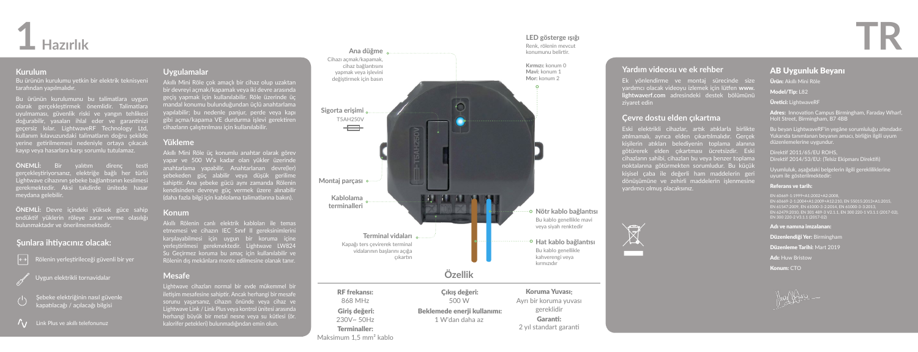# 1 Hazırlık

### Kurulum

Bu ürünün kurulumu yetkin bir elektrik teknisyeni tarafından yapılmalıdır.

Bu ürünün kurulumunu bu talimatlara uygun olarak gerçekleştirmek önemlidir. Talimatlara uyulmaması, güvenlik riski ve yangın tehlikesi doğurabilir, yasaları ihlal eder ve garantinizi geçersiz kılar. LightwaveRF Technology Ltd, kullanım kılavuzundaki talimatların doğru şekilde yerine getirilmemesi nedeniyle ortaya çıkacak kayıp veya hasarlara karşı sorumlu tutulamaz.

**ÖNEMLİ:** Bir yalıtım direnç testi gerçekleştiriyorsanız, elektriğe bağlı her türlü Lightwave cihazının şebeke bağlantısının kesilmesi gerekmektedir. Aksi takdirde ünitede hasar meydana gelebilir.

**ÖNEMLİ:** Devre içindeki yüksek güce sahip endüktif yüklerin röleye zarar verme olasılığı bulunmaktadır ve önerilmemektedir.

### Şunlara ihtiyacınız olacak:

- Rölenin yerleştirileceği güvenli bir yer
- Uygun elektrikli tornavidalar
- Şebeke elektriğinin nasıl güvenle kapatılacağı / açılacağı bilgisi
- Link Plus ve akıllı telefonunuz

### Uygulamalar

Akıllı Mini Röle çok amaçlı bir cihaz olup uzaktan bir devreyi açmak/kapamak veya iki devre arasında geçiş yapmak için kullanılabilir. Röle üzerinde üç mandal konumu bulunduğundan üçlü anahtarlama yapılabilir; bu nedenle panjur, perde veya kapı gibi açma/kapama VE durdurma işlevi gerektiren cihazların çalıştırılması için kullanılabilir.

### Yükleme

Akıllı Mini Röle üç konumlu anahtar olarak görev yapar ve 500 W'a kadar olan yükler üzerinde anahtarlama yapabilir. Anahtarlanan devre(ler) şebekeden güç alabilir veya düşük gerilime sahiptir. Ana şebeke gücü aynı zamanda Rölenin kendisinden devreye güç vermek üzere alınabilir (daha fazla bilgi için kablolama talimatlarına bakın).

### Konum

Akıllı Rölenin canlı elektrik kabloları ile temas etmemesi ve cihazın IEC Sınıf II gereksinimlerini karşılayabilmesi için uygun bir koruma içine yerleştirilmesi gerekmektedir. Lightwave LW824 Su Geçirmez koruma bu amaç için kullanılabilir ve Rölenin dış mekânlara monte edilmesine olanak tanır.

### Mesafe

Lightwave cihazları normal bir evde mükemmel bir iletişim mesafesine sahiptir. Ancak herhangi bir mesafe sorunu yaşarsanız, cihazın önünde veya cihaz ve Lightwave Link / Link Plus veya kontrol ünitesi arasında herhangi büyük bir metal nesne veya su kütlesi (ör. kalorifer petekleri) bulunmadığından emin olun.

**Ana düğme** – Cihazı açmak/kapamak, cihaz bağlantısını yapmak veya işlevini değiştirmek için basın

**LED gösterge ışığı** – Renk, rölenin mevcut konumunu belirtir.
Kırmızı: konum 0
Mavi: konum 1
Mor: konum 2

**Sigorta erişimi** – T5AH250V

**Montaj parçası**

**Kablolama terminalleri**

**Terminal vidaları** – Kapağı ters çevirerek terminal vidalarının başlarını açığa çıkartın

**Nötr kablo bağlantısı** – Bu kablo genellikle mavi veya siyah renktedir

**Hat kablo bağlantısı** – Bu kablo genellikle kahverengi veya kırmızıdır

## Özellik

**RF frekansı:** 868 MHz
**Giriş değeri:** 230V~ 50Hz
**Terminaller:** Maksimum 1,5 mm² kablo
**Çıkış değeri:** 500 W
**Beklemede enerji kullanımı:** 1 W'dan daha az
**Koruma Yuvası:** Ayrı bir koruma yuvası gereklidir
**Garanti:** 2 yıl standart garanti

# TR

### Yardım videosu ve ek rehber

Ek yönlendirme ve montaj sürecinde size yardımcı olacak videoyu izlemek için lütfen **www. lightwaverf.com** adresindeki destek bölümünü ziyaret edin

### Çevre dostu elden çıkartma

Eski elektrikli cihazlar, artık atıklarla birlikte atılmamalı, ayrıca elden çıkartılmalıdır. Gerçek kişilerin atıkları belediyenin toplama alanına götürerek elden çıkartması ücretsizdir. Eski cihazların sahibi, cihazları bu veya benzer toplama noktalarına götürmekten sorumludur. Bu küçük kişisel çaba ile değerli ham maddelerin geri dönüşümüne ve zehirli maddelerin işlenmesine yardımcı olmuş olacaksınız.

### AB Uygunluk Beyanı

**Ürün:** Akıllı Mini Röle

**Model/Tip:** L82

**Üretici:** LightwaveRF

**Adres:** Innovation Campus Birmingham, Faraday Wharf, Holt Street, Birmingham, B7 4BB

Bu beyan LightwaveRF'in yegâne sorumluluğu altındadır. Yukarıda tanımlanan beyanın amacı, birliğin ilgili uyum düzenlemelerine uygundur.

Direktif 2011/65/EU ROHS,
Direktif 2014/53/EU: (Telsiz Ekipmanı Direktifi)

Uyumluluk, aşağıdaki belgelerin ilgili gerekliliklerine uyum ile gösterilmektedir:

**Referans ve tarih:**

EN 60669-1:1999+A1:2002+A2:2008,
EN 60669-2-1:2004+A1:2009+A12:210, EN 55015:2013+A1:2015,
EN 61547:2009, EN 61000-3-2:2014, EN 61000-3-3:2013,
EN 62479:2010, EN 301 489-3 V2.1.1, EN 300 220-1 V3.1.1 (2017-02),
EN 300 220-2 V3.1.1 (2017-02)

**Adı ve namına imzalanan:**

**Düzenlendiği Yer:** Birmingham

**Düzenleme Tarihi:** Mart 2019

**Adı:** Huw Bristow

**Konum:** CTO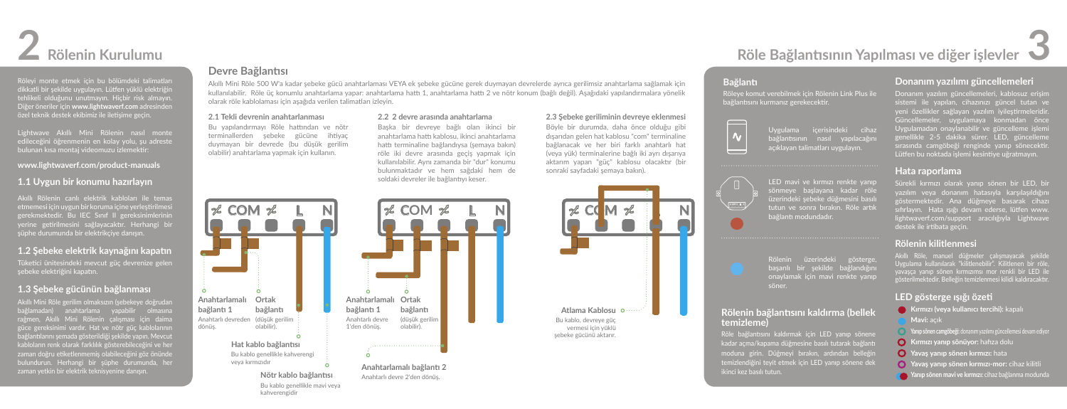# 2 Rölenin Kurulumu

Röleyi monte etmek için bu bölümdeki talimatları dikkatli bir şekilde uygulayın. Lütfen yüklü elektriğin tehlikeli olduğunu unutmayın. Hiçbir risk almayın. Diğer öneriler için **www.lightwaverf.com** adresinden özel teknik destek ekibimiz ile iletişime geçin.

Lightwave Akıllı Mini Rölenin nasıl monte edileceğini öğrenmenin en kolay yolu, şu adreste bulunan kısa montaj videomuzu izlemektir:

**www.lightwaverf.com/product-manuals**

## 1.1 Uygun bir konumu hazırlayın

Akıllı Rölenin canlı elektrik kabloları ile temas etmemesi için uygun bir koruma içine yerleştirilmesi gerekmektedir. Bu IEC Sınıf II gereksinimlerinin yerine getirilmesi sağlayacaktır. Herhangi bir şüphe durumunda bir elektrikçiye danışın.

## 1.2 Şebeke elektrik kaynağını kapatın

Tüketici ünitesindeki mevcut güç devrenize gelen şebeke elektriğini kapatın.

## 1.3 Şebeke gücünün bağlanması

Akıllı Mini Röle gerilim olmaksızın (şebekeye doğrudan bağlamadan) anahtarlama yapabilir olmasına rağmen, Akıllı Mini Rölenin çalışması için daima güce gereksinimi vardır. Hat ve nötr güç kablolarının bağlantılarını şemada gösterildiği şekilde yapın. Mevcut kabloların renk olarak farklılık gösterebileceğini ve her zaman doğru etiketlenmemiş olabileceğini göz önünde bulundurun. Herhangi bir şüphe durumunda, her zaman yetkin bir elektrik teknisyenine danışın.

## Devre Bağlantısı

Akıllı Mini Röle 500 W'a kadar şebeke gücü anahtarlaması VEYA ek şebeke gücüne gerek duymayan devrelerde ayrıca gerilimsiz anahtarlama sağlamak için kullanılabilir. Röle üç konumlu anahtarlama yapar: anahtarlama hattı 1, anahtarlama hattı 2 ve nötr konum (bağlı değil). Aşağıdaki yapılandırmalara yönelik olarak röle kablolaması için aşağıda verilen talimatları izleyin.

### 2.1 Tekli devrenin anahtarlanması

Bu yapılandırmayı Röle hattından ve nötr terminallerden şebeke gücüne ihtiyaç duymayan bir devrede (bu düşük gerilim olabilir) anahtarlama yapmak için kullanın.

COM L N

**Anahtarlamalı bağlantı 1**
Anahtarlı devreden dönüş.

**Ortak bağlantı**
(düşük gerilim olabilir).

**Hat kablo bağlantısı**
Bu kablo genellikle kahverengi veya kırmızıdır

**Nötr kablo bağlantısı**
Bu kablo genellikle mavi veya kahverengidir

### 2.2 2 devre arasında anahtarlama

Başka bir devreye bağlı olan ikinci bir anahtarlama hattı kablosu, ikinci anahtarlama hattı terminaline bağlandıysa (şemaya bakın) röle iki devre arasında geçiş yapmak için kullanılabilir. Aynı zamanda bir "dur" konumu bulunmaktadır ve hem sağdaki hem de soldaki devreler ile bağlantıyı keser.

COM L N

**Anahtarlamalı bağlantı 1**
Anahtarlı devre 1'den dönüş.

**Ortak bağlantı**
(düşük gerilim olabilir).

**Anahtarlamalı bağlantı 2**
Anahtarlı devre 2'den dönüş.

### 2.3 Şebeke geriliminin devreye eklenmesi

Böyle bir durumda, daha önce olduğu gibi dışarıdan gelen hat kablosu "com" terminaline bağlanacak ve her biri farklı anahtarlı hat (veya yük) terminalerine bağlı iki ayrı dışarıya aktarım yapan "güç" kablosu olacaktır (bir sonraki sayfadaki şemaya bakın).

COM N

**Atlama Kablosu**
Bu kablo, devreye güç vermesi için yüklü şebeke gücünü aktarır.

# Röle Bağlantısının Yapılması ve diğer işlevler 3

## Bağlantı

Röleye komut verebilmek için Rölenin Link Plus ile bağlantısını kurmanız gerekecektir.

Uygulama içerisindeki cihaz bağlantısının nasıl yapılacağını açıklayan talimatları uygulayın.

LED mavi ve kırmızı renkte yanıp sönmeye başlayana kadar röle üzerindeki şebeke düğmesini basılı tutun ve sonra bırakın. Röle artık bağlantı modundadır.

Rölenin üzerindeki gösterge, başarılı bir şekilde bağlandığını onaylamak için mavi renkte yanıp söner.

## Rölenin bağlantısını kaldırma (bellek temizleme)

Röle bağlantısını kaldırmak için LED yanıp sönene kadar açma/kapama düğmesine basılı tutarak bağlantı moduna girin. Düğmeyi bırakın, ardından belleğin temizlendiğini teyit etmek için LED yanıp sönene dek ikinci kez basılı tutun.

## Donanım yazılımı güncellemeleri

Donanım yazılım güncellemeleri, kablosuz erişim sistemi ile yapılan, cihazınızı güncel tutan ve yeni özellikler sağlayan yazılım iyileştirmeleridir. Güncellemeler, uygulamaya konmadan önce Uygulamadan onaylanabilir ve güncelleme işlemi genellikle 2-5 dakika sürer. LED, güncelleme sırasında camgöbeği renginde yanıp sönecektir. Lütfen bu noktada işlemi kesintiye uğratmayın.

## Hata raporlama

Sürekli kırmızı olarak yanıp sönen bir LED, bir yazılım veya donanım hatasıyla karşılaşıldığını göstermektedir. Ana düğmeye basarak cihazı sıfırlayın. Hata ışığı devam ederse, lütfen www.lightwaverf.com/support aracılığıyla Lightwave destek ile irtibata geçin.

## Rölenin kilitlenmesi

Akıllı Röle, manuel düğmeler çalışmayacak şekilde Uygulama kullanılarak "kilitlenebilir". Kilitlenen bir röle, yavaşça yanıp sönen kırmızımsı mor renkli bir LED ile gösterilmektedir. Belleğin temizlenmesi kilidi kaldıracaktır.

## LED gösterge ışığı özeti

- **Kırmızı (veya kullanıcı tercihi):** kapalı
- **Mavi:** açık
- **Yanıp sönen camgöbeği:** donanım yazılımı güncellemesi devam ediyor
- **Kırmızı yanıp sönüyor:** hafıza dolu
- **Yavaş yanıp sönen kırmızı:** hata
- **Yavaş yanıp sönen kırmızı-mor:** cihaz kilitli
- **Yanıp sönen mavi ve kırmızı:** cihaz bağlanma modunda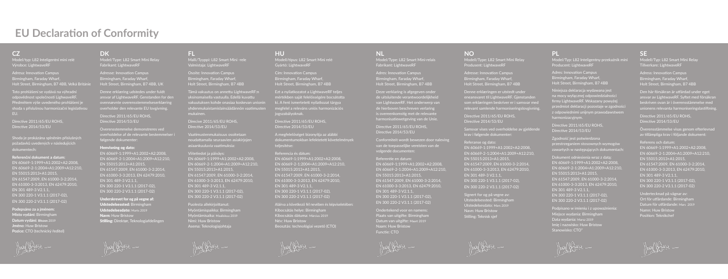# EU Declaration of Conformity

## CZ

Model/typ: L82 Inteligentní mini relé
Výrobce: LightwaveRF

Adresa: Innovation Campus
Birmingham, Faraday Wharf,
Holt Street, Birmingham, B7 4BB, Velká Británie

Toto prohlášení se vydává na výhradní odpovědnost společnosti LightwaveRF. Předmětem výše uvedeného prohlášení je shoda s příslušnou harmonizační legislativou EU.

Directive 2011/65/EU ROHS,
Directive 2014/53/EU

Shoda je prokázána splněním příslušných požadavků uvedených v následujících dokumentech:

**Referenční dokument a datum:**
EN 60669-1:1999+A1:2002+A2:2008,
EN 60669-2-1:2004+A1:2009+A12:210,
EN 55015:2013+A1:2015,
EN 61547:2009, EN 61000-3-2:2014,
EN 61000-3-3:2013, EN 62479:2010,
EN 301 489-3 V2.1.1,
EN 300 220-1 V3.1.1 (2017-02),
EN 300 220-2 V3.1.1 (2017-02)

**Podepsáno za a jménem:**
**Místo vydání:** Birmingham
**Datum vydání:** Březen 2019
**Jméno:** Huw Bristow
**Pozice:** CTO (technický ředitel)

## DK

Model/Type: L82 Smart Mini Relay
Fabrikant: LightwaveRF

Adresse: Innovation Campus
Birmingham, Faraday Wharf,
Holt Street, Birmingham, B7 4BB, UK

Denne erklæring udstedes under fuldt ansvar af LightwaveRF. Genstanden for ovennævnte overensstemmelseserklæring overholder den relevante EU lovgivning.

Directive 2011/65/EU ROHS,
Directive 2014/53/EU

Overensstemmelse demonstreres ved overholdelse af de relevante bestemmelser i følgende dokumenter:

**Henvisning og dato:**
EN 60669-1:1999+A1:2002+A2:2008,
EN 60669-2-1:2004+A1:2009+A12:210,
EN 55015:2013+A1:2015,
EN 61547:2009, EN 61000-3-2:2014,
EN 61000-3-3:2013, EN 62479:2010,
EN 301 489-3 V2.1.1,
EN 300 220-1 V3.1.1 (2017-02),
EN 300 220-2 V3.1.1 (2017-02)

**Underskrevet for og på vegne af:**
**Udstedelsessted:** Birmingham
**Udstedelsesdato:** Marts 2019
**Navn:** Huw Bristow
**Stilling:** Direktør, Teknologiafdelingen

## FL

Malli/Tyyppi: L82 Smart Mini -rele
Valmistaja: LightwaveRF

Osoite: Innovation Campus
Birmingham, Faraday Wharf,
Holt Street, Birmingham, B7 4BB

Tämä vakuutus on annettu LightwaveRF:n yksinomaisella vastuulla. Edellä kuvattu vakuutuksen kohde onasiaa koskevan unionin yhdenmukaistamislainsäädännön vaatimusten mukainen.

Direcive 2011/65/EU ROHS,
Directive 2014/53/EU

Vaatimustenmukaisuus osoitetaan noudattamalla seuraavien asiakirjojen asiaankuuluvia vaatimuksia:

Viitetiedot ja päiväys:
EN 60669-1:1999+A1:2002+A2:2008,
EN 60669-2-1:2004+A1:2009+A12:210,
EN 55015:2013+A1:2015,
EN 61547:2009, EN 61000-3-2:2014,
EN 61000-3-3:2013, EN 62479:2010,
EN 301 489-3 V2.1.1,
EN 300 220-1 V3.1.1 (2017-02),
EN 300 220-2 V3.1.1 (2017-02)

Puolesta allekirjoittanut:
Myöntämispaikka: Birmingham
Myöntämisaika: Maaliskuu 2019
Nimi: Huw Bristow
Asema: Teknologiajohtaja

## HU

Modell/típus: L82 Smart Mini relé
Gyártó: LightwaveRF

Cím: Innovation Campus
Birmingham, Faraday Wharf,
Holt Street, Birmingham, B7 4BB

Ezt a nyilatkozatot a LightwaveRF teljes mértékben saját felelősségére bocsátotta ki. A fent ismertetett nyilatkozat tárgya megfelel a releváns uniós harmonizációs jogszabályoknak.

Directive 2011/65/EU ROHS,
Directive 2014/53/EU

A megfelelőséget bizonyítja az alábbi dokumentumokban lefektetett követelmények teljesítése:

Referencia és dátum:
EN 60669-1:1999+A1:2002+A2:2008,
EN 60669-2-1:2004+A1:2009+A12:210,
EN 55015:2013+A1:2015,
EN 61547:2009, EN 61000-3-2:2014,
EN 61000-3-3:2013, EN 62479:2010,
EN 301 489-3 V2.1.1,
EN 300 220-1 V3.1.1 (2017-02),
EN 300 220-2 V3.1.1 (2017-02)

Aláírva a következő fél nevében és képviseletében:
Kibocsátás helye: Birmingham
Kibocsátás dátuma: Március 2019
Név: Huw Bristow
Beosztás: technológiai vezető (CTO)

## NL

Model/Type: L82 Smart Mini-relais
Fabrikant: LightwaveRF

Adres: Innovation Campus
Birmingham, Faraday Wharf,
Holt Street, Birmingham, B7 4BB

Deze verklaring is afgegeven onder de uitsluitende verantwoordelijkheid van LightwaveRF. Het onderwerp van de hierboven beschreven verlaring is overeenkomstig met de relevante harmonisatiewetgeving van de Unie.

Directive 2011/65/EU ROHS,
Directive 2014/53/EU

Conformiteit wordt bewezen door naleving van de toepasselijke vereisten van de volgende documenten:

Referentie en datum:
EN 60669-1:1999+A1:2002+A2:2008,
EN 60669-2-1:2004+A1:2009+A12:210,
EN 55015:2013+A1:2015,
EN 61547:2009, EN 61000-3-2:2014,
EN 61000-3-3:2013, EN 62479:2010,
EN 301 489-3 V2.1.1,
EN 300 220-1 V3.1.1 (2017-02),
EN 300 220-2 V3.1.1 (2017-02)

Ondertekend voor en namens:
Plaats van uitgifte: Birmingham
Datum van uitgifte: Maart 2019
Naam: Huw Bristow
Functie: CTO

## NO

Model/Type: L82 Smart Mini Relay
Produsent: LightwaveRF

Adresse: Innovation Campus
Birmingham, Faraday Wharf,
Holt Street, Birmingham, B7 4BB

Denne erklæringen er utstedt under eneansvaret til LightwaveRF. Gjenstanden som erklæringen beskriver er i samsvar med relevant samlende harmoniseringslovgivning.

Directive 2011/65/EU ROHS,
Directive 2014/53/EU

Samsvar vises ved overholdelse av gjeldende krav i følgende dokumenter:

Referanse og dato:
EN 60669-1:1999+A1:2002+A2:2008,
EN 60669-2-1:2004+A1:2009+A12:210,
EN 55015:2013+A1:2015,
EN 61547:2009, EN 61000-3-2:2014,
EN 61000-3-3:2013, EN 62479:2010,
EN 301 489-3 V2.1.1,
EN 300 220-1 V3.1.1 (2017-02),
EN 300 220-2 V3.1.1 (2017-02)

Signert for og på vegne av:
Utstedelsessted: Birmingham
Utstedelsesdato: Mars 2019
Navn: Huw Bristow
Stilling: Teknisk sjef

## PL

Model/Typ: L82 Inteligentny przekaźnik mini
Producent: LightwaveRF

Adres: Innovation Campus
Birmingham, Faraday Wharf,
Holt Street, Birmingham, B7 4BB

Niniejsza deklaracja wydawana jest na mocy wyłącznej odpowiedzialności firmy LightwaveRF. Wskazany powyżej przedmiot deklaracji pozostaje w zgodności z odpowiednimi unijnym prawodawstwem harmonizacyjnym.

Directive 2011/65/EU ROHS,
Directive 2014/53/EU

Zgodność jest potwierdzona przestrzeganiem stosownych wymogów zawartych w następujących dokumentach:

Dokument odniesienia wraz z datą:
EN 60669-1:1999+A1:2002+A2:2008,
EN 60669-2-1:2004+A1:2009+A12:210,
EN 55015:2013+A1:2015,
EN 61547:2009, EN 61000-3-2:2014,
EN 61000-3-3:2013, EN 62479:2010,
EN 301 489-3 V2.1.1,
EN 300 220-1 V3.1.1 (2017-02),
EN 300 220-2 V3.1.1 (2017-02)

Podpisano w imieniu i z upoważnienia:
Miejsce wydania: Birmingham
Data wydania: Marzec 2019
Imię i nazwisko: Huw Bristow
Stanowisko: CTO"

## SE

Modell/Typ: L82 Smart Mini Relay
Tillverkare: LightwaveRF

Adress: Innovation Campus
Birmingham, Faraday Wharf,
Holt Street, Birmingham, B7 4BB

Den här försäkran är utfärdad under eget ansvar av LightwaveRF. Syftet med försäkran beskriven ovan är i överensstämmelse med unionens relevanta harmoniseringslagstiftning.

Directive 2011/65/EU ROHS,
Directive 2014/53/EU

Överensstämmelse visas genom efterlevnad av tillämpliga krav i följande dokument:

Referens och datum:
EN 60669-1:1999+A1:2002+A2:2008,
EN 60669-2-1:2004+A1:2009+A12:210,
EN 55015:2013+A1:2015,
EN 61547:2009, EN 61000-3-2:2014,
EN 61000-3-3:2013, EN 62479:2010,
EN 301 489-3 V2.1.1,
EN 300 220-1 V3.1.1 (2017-02),
EN 300 220-2 V3.1.1 (2017-02)

Undertecknad på vägnar av:
Ort för utfärdande: Birmingham
Datum för utfärdande: Mars 2019
Namn: Huw Bristow
Position: Teknikchef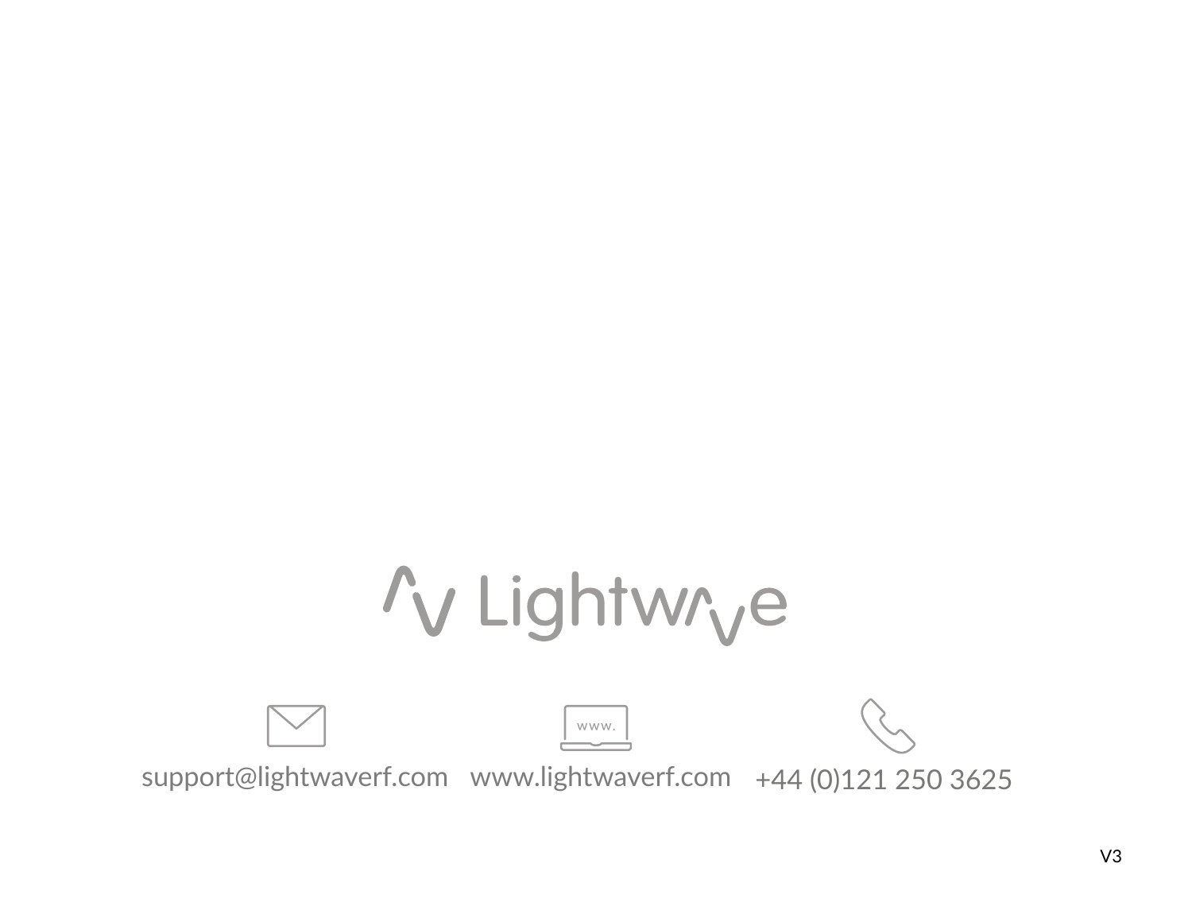Lightwave

support@lightwaverf.com

www.lightwaverf.com

+44 (0)121 250 3625

V3